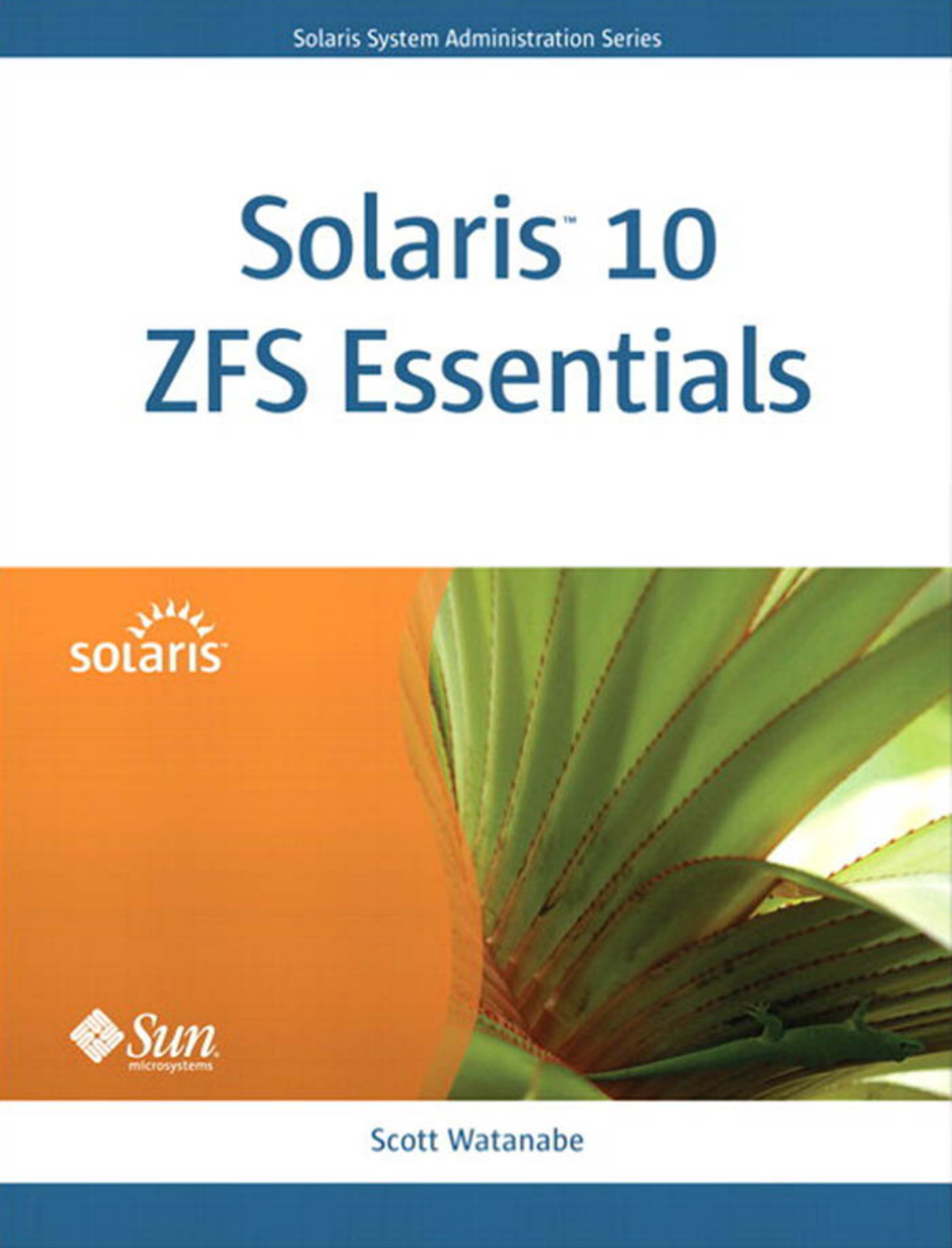Solaris System Administration Series

# Solaris™ 10 ZFS Essentials

solaris

Sun microsystems

Scott Watanabe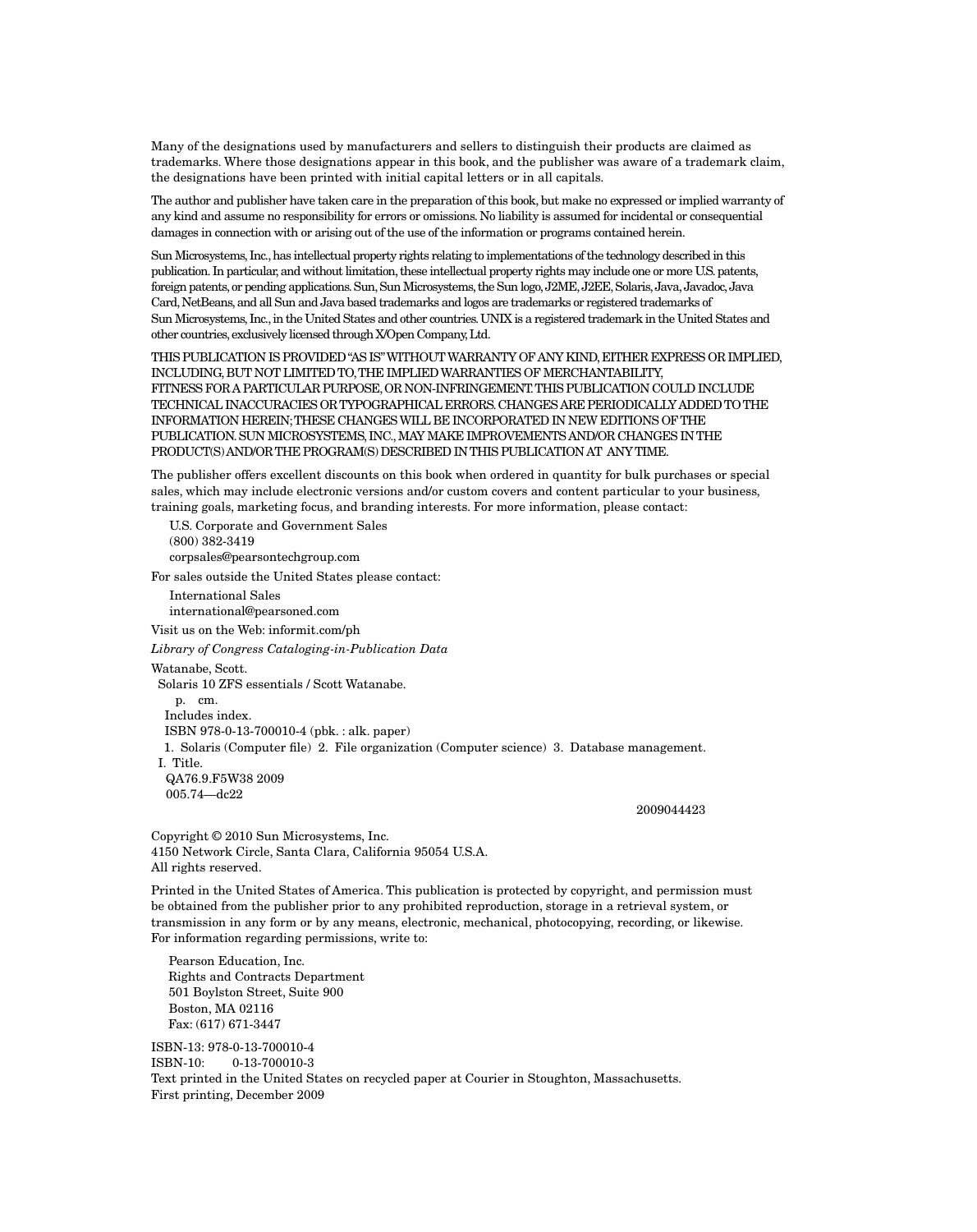Many of the designations used by manufacturers and sellers to distinguish their products are claimed as trademarks. Where those designations appear in this book, and the publisher was aware of a trademark claim, the designations have been printed with initial capital letters or in all capitals.

The author and publisher have taken care in the preparation of this book, but make no expressed or implied warranty of any kind and assume no responsibility for errors or omissions. No liability is assumed for incidental or consequential damages in connection with or arising out of the use of the information or programs contained herein.

Sun Microsystems, Inc., has intellectual property rights relating to implementations of the technology described in this publication. In particular, and without limitation, these intellectual property rights may include one or more U.S. patents, foreign patents, or pending applications. Sun, Sun Microsystems, the Sun logo, J2ME, J2EE, Solaris, Java, Javadoc, Java Card, NetBeans, and all Sun and Java based trademarks and logos are trademarks or registered trademarks of Sun Microsystems, Inc., in the United States and other countries. UNIX is a registered trademark in the United States and other countries, exclusively licensed through X/Open Company, Ltd.

THIS PUBLICATION IS PROVIDED "AS IS" WITHOUT WARRANTY OF ANY KIND, EITHER EXPRESS OR IMPLIED, INCLUDING, BUT NOT LIMITED TO, THE IMPLIED WARRANTIES OF MERCHANTABILITY, FITNESS FOR A PARTICULAR PURPOSE, OR NON-INFRINGEMENT. THIS PUBLICATION COULD INCLUDE TECHNICAL INACCURACIES OR TYPOGRAPHICAL ERRORS. CHANGES ARE PERIODICALLY ADDED TO THE INFORMATION HEREIN; THESE CHANGES WILL BE INCORPORATED IN NEW EDITIONS OF THE PUBLICATION. SUN MICROSYSTEMS, INC., MAY MAKE IMPROVEMENTS AND/OR CHANGES IN THE PRODUCT(S) AND/OR THE PROGRAM(S) DESCRIBED IN THIS PUBLICATION AT ANY TIME.

The publisher offers excellent discounts on this book when ordered in quantity for bulk purchases or special sales, which may include electronic versions and/or custom covers and content particular to your business, training goals, marketing focus, and branding interests. For more information, please contact:

U.S. Corporate and Government Sales  
(800) 382-3419  
corpsales@pearsontechgroup.com

For sales outside the United States please contact:

International Sales  
international@pearsoned.com

Visit us on the Web: informit.com/ph

*Library of Congress Cataloging-in-Publication Data*

Watanabe, Scott.  
Solaris 10 ZFS essentials / Scott Watanabe.  
p. cm.  
Includes index.  
ISBN 978-0-13-700010-4 (pbk. : alk. paper)  
1. Solaris (Computer file) 2. File organization (Computer science) 3. Database management.  
I. Title.  
QA76.9.F5W38 2009  
005.74—dc22

2009044423

Copyright © 2010 Sun Microsystems, Inc.  
4150 Network Circle, Santa Clara, California 95054 U.S.A.  
All rights reserved.

Printed in the United States of America. This publication is protected by copyright, and permission must be obtained from the publisher prior to any prohibited reproduction, storage in a retrieval system, or transmission in any form or by any means, electronic, mechanical, photocopying, recording, or likewise. For information regarding permissions, write to:

Pearson Education, Inc.  
Rights and Contracts Department  
501 Boylston Street, Suite 900  
Boston, MA 02116  
Fax: (617) 671-3447

ISBN-13: 978-0-13-700010-4  
ISBN-10: 0-13-700010-3  
Text printed in the United States on recycled paper at Courier in Stoughton, Massachusetts.  
First printing, December 2009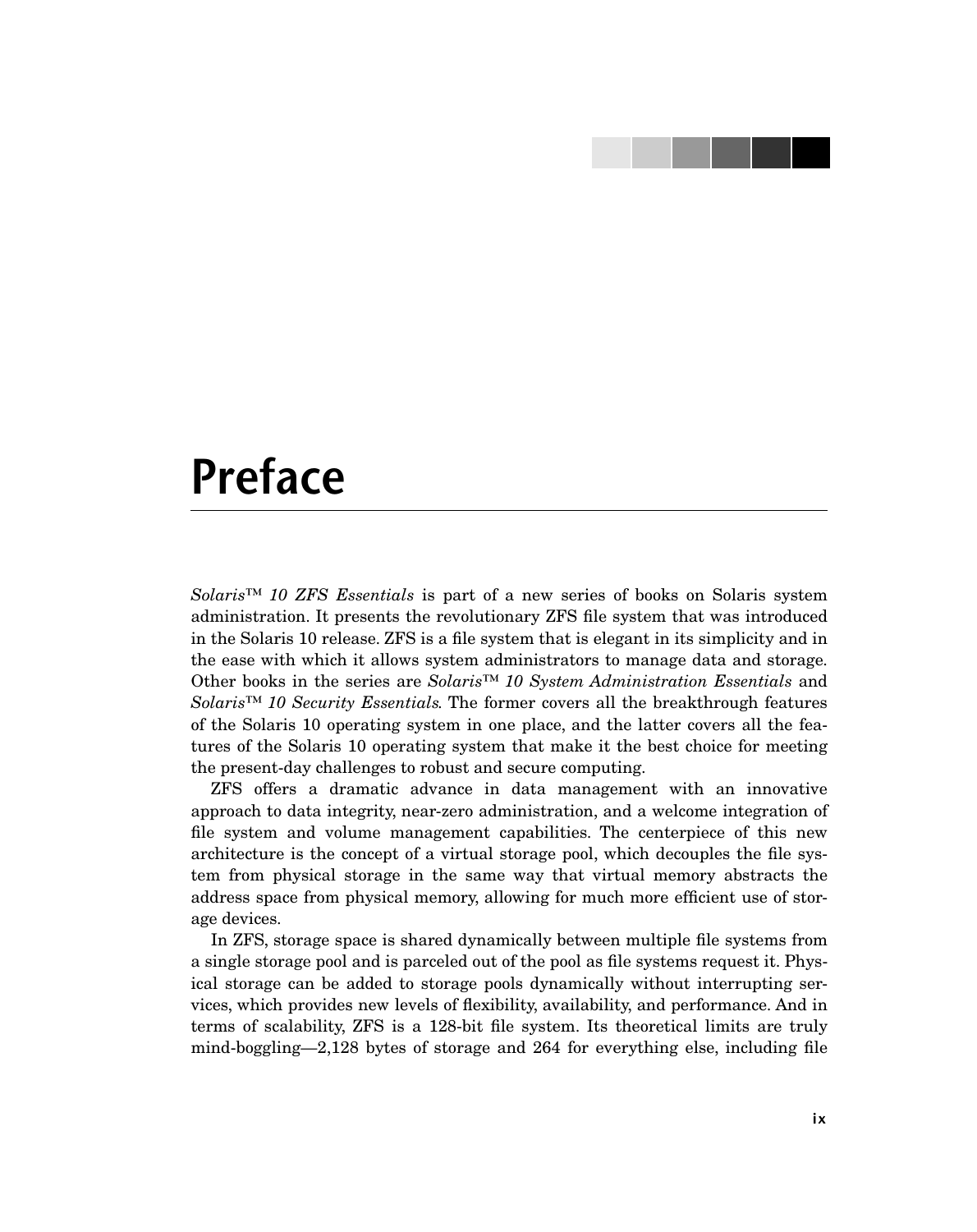# Preface

*Solaris™ 10 ZFS Essentials* is part of a new series of books on Solaris system administration. It presents the revolutionary ZFS file system that was introduced in the Solaris 10 release. ZFS is a file system that is elegant in its simplicity and in the ease with which it allows system administrators to manage data and storage. Other books in the series are *Solaris™ 10 System Administration Essentials* and *Solaris™ 10 Security Essentials*. The former covers all the breakthrough features of the Solaris 10 operating system in one place, and the latter covers all the features of the Solaris 10 operating system that make it the best choice for meeting the present-day challenges to robust and secure computing.

ZFS offers a dramatic advance in data management with an innovative approach to data integrity, near-zero administration, and a welcome integration of file system and volume management capabilities. The centerpiece of this new architecture is the concept of a virtual storage pool, which decouples the file system from physical storage in the same way that virtual memory abstracts the address space from physical memory, allowing for much more efficient use of storage devices.

In ZFS, storage space is shared dynamically between multiple file systems from a single storage pool and is parceled out of the pool as file systems request it. Physical storage can be added to storage pools dynamically without interrupting services, which provides new levels of flexibility, availability, and performance. And in terms of scalability, ZFS is a 128-bit file system. Its theoretical limits are truly mind-boggling—2,128 bytes of storage and 264 for everything else, including file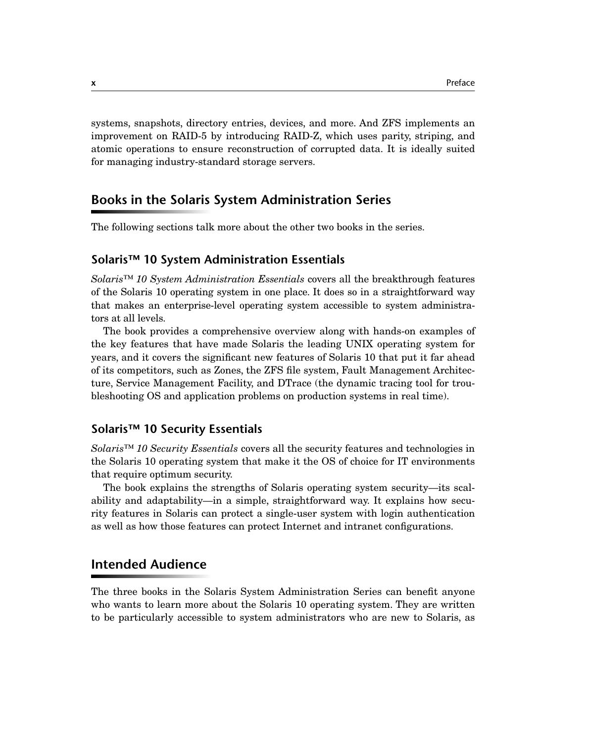systems, snapshots, directory entries, devices, and more. And ZFS implements an improvement on RAID-5 by introducing RAID-Z, which uses parity, striping, and atomic operations to ensure reconstruction of corrupted data. It is ideally suited for managing industry-standard storage servers.

## Books in the Solaris System Administration Series

The following sections talk more about the other two books in the series.

### Solaris™ 10 System Administration Essentials

*Solaris™ 10 System Administration Essentials* covers all the breakthrough features of the Solaris 10 operating system in one place. It does so in a straightforward way that makes an enterprise-level operating system accessible to system administrators at all levels.

The book provides a comprehensive overview along with hands-on examples of the key features that have made Solaris the leading UNIX operating system for years, and it covers the significant new features of Solaris 10 that put it far ahead of its competitors, such as Zones, the ZFS file system, Fault Management Architecture, Service Management Facility, and DTrace (the dynamic tracing tool for troubleshooting OS and application problems on production systems in real time).

### Solaris™ 10 Security Essentials

*Solaris™ 10 Security Essentials* covers all the security features and technologies in the Solaris 10 operating system that make it the OS of choice for IT environments that require optimum security.

The book explains the strengths of Solaris operating system security—its scalability and adaptability—in a simple, straightforward way. It explains how security features in Solaris can protect a single-user system with login authentication as well as how those features can protect Internet and intranet configurations.

## Intended Audience

The three books in the Solaris System Administration Series can benefit anyone who wants to learn more about the Solaris 10 operating system. They are written to be particularly accessible to system administrators who are new to Solaris, as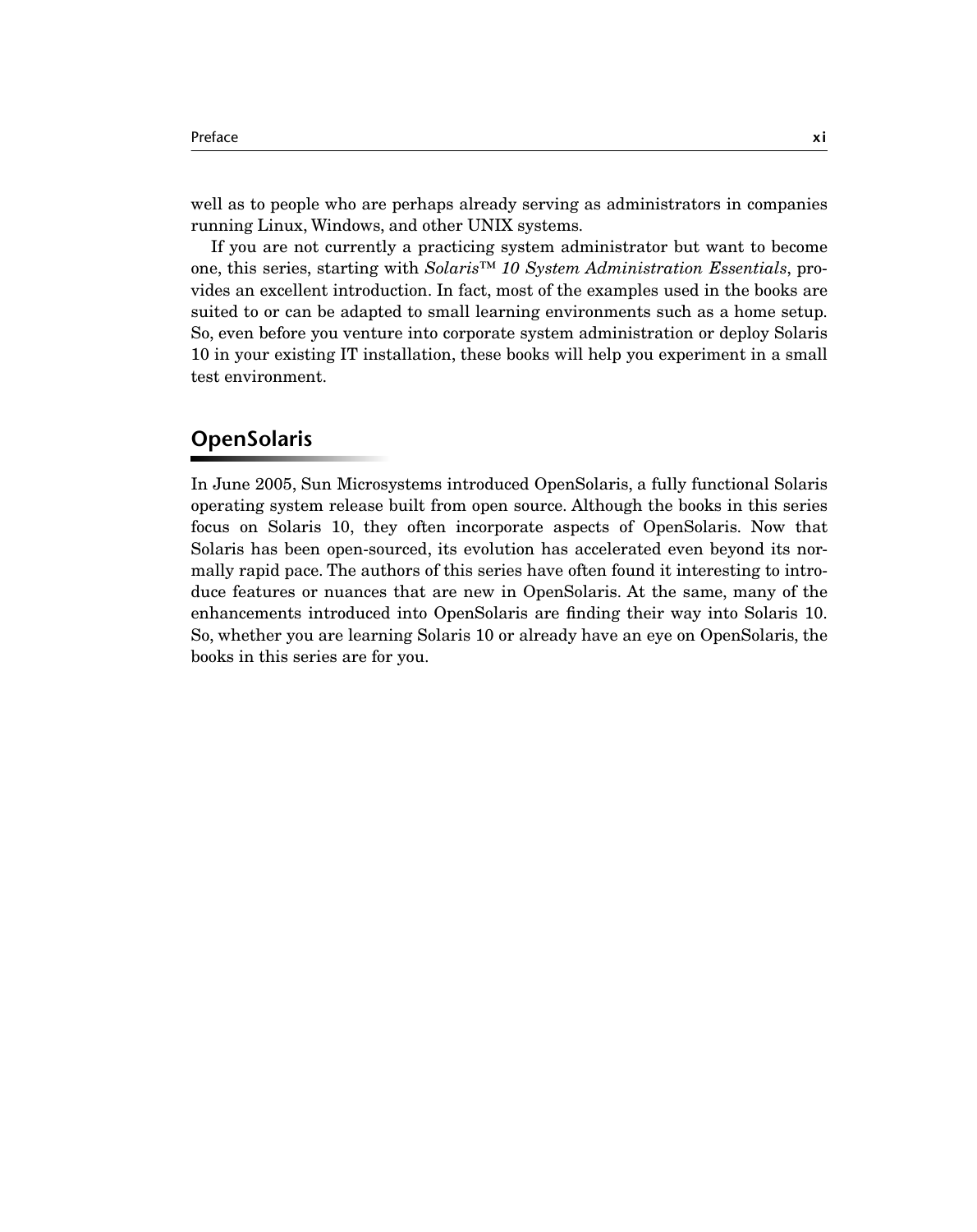well as to people who are perhaps already serving as administrators in companies running Linux, Windows, and other UNIX systems.

If you are not currently a practicing system administrator but want to become one, this series, starting with *Solaris™ 10 System Administration Essentials*, provides an excellent introduction. In fact, most of the examples used in the books are suited to or can be adapted to small learning environments such as a home setup. So, even before you venture into corporate system administration or deploy Solaris 10 in your existing IT installation, these books will help you experiment in a small test environment.

## OpenSolaris

In June 2005, Sun Microsystems introduced OpenSolaris, a fully functional Solaris operating system release built from open source. Although the books in this series focus on Solaris 10, they often incorporate aspects of OpenSolaris. Now that Solaris has been open-sourced, its evolution has accelerated even beyond its normally rapid pace. The authors of this series have often found it interesting to introduce features or nuances that are new in OpenSolaris. At the same, many of the enhancements introduced into OpenSolaris are finding their way into Solaris 10. So, whether you are learning Solaris 10 or already have an eye on OpenSolaris, the books in this series are for you.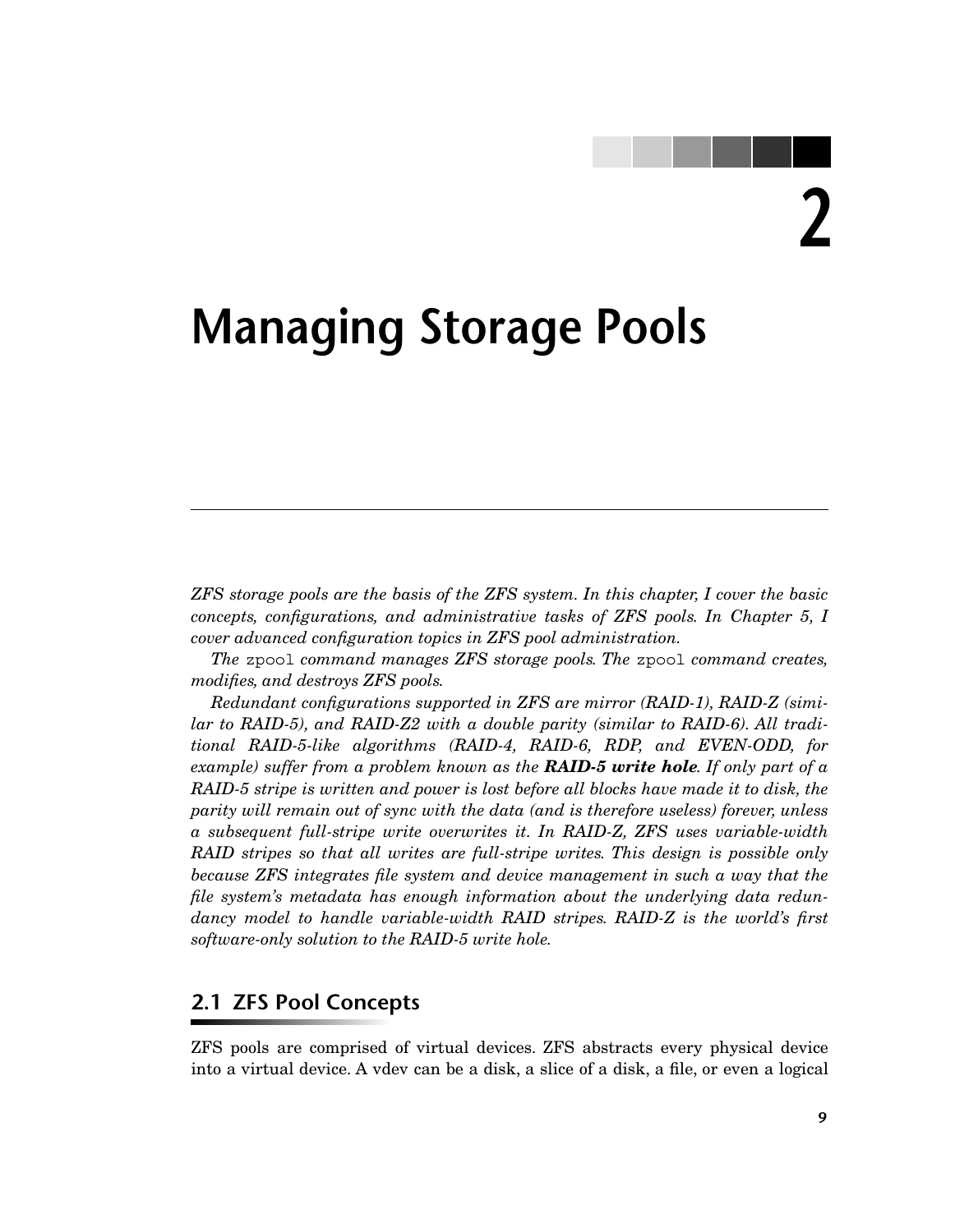# 2

# Managing Storage Pools

*ZFS storage pools are the basis of the ZFS system. In this chapter, I cover the basic concepts, configurations, and administrative tasks of ZFS pools. In Chapter 5, I cover advanced configuration topics in ZFS pool administration.*

*The* `zpool` *command manages ZFS storage pools. The* `zpool` *command creates, modifies, and destroys ZFS pools.*

*Redundant configurations supported in ZFS are mirror (RAID-1), RAID-Z (similar to RAID-5), and RAID-Z2 with a double parity (similar to RAID-6). All traditional RAID-5-like algorithms (RAID-4, RAID-6, RDP, and EVEN-ODD, for example) suffer from a problem known as the* ***RAID-5 write hole****. If only part of a RAID-5 stripe is written and power is lost before all blocks have made it to disk, the parity will remain out of sync with the data (and is therefore useless) forever, unless a subsequent full-stripe write overwrites it. In RAID-Z, ZFS uses variable-width RAID stripes so that all writes are full-stripe writes. This design is possible only because ZFS integrates file system and device management in such a way that the file system's metadata has enough information about the underlying data redundancy model to handle variable-width RAID stripes. RAID-Z is the world's first software-only solution to the RAID-5 write hole.*

## 2.1 ZFS Pool Concepts

ZFS pools are comprised of virtual devices. ZFS abstracts every physical device into a virtual device. A vdev can be a disk, a slice of a disk, a file, or even a logical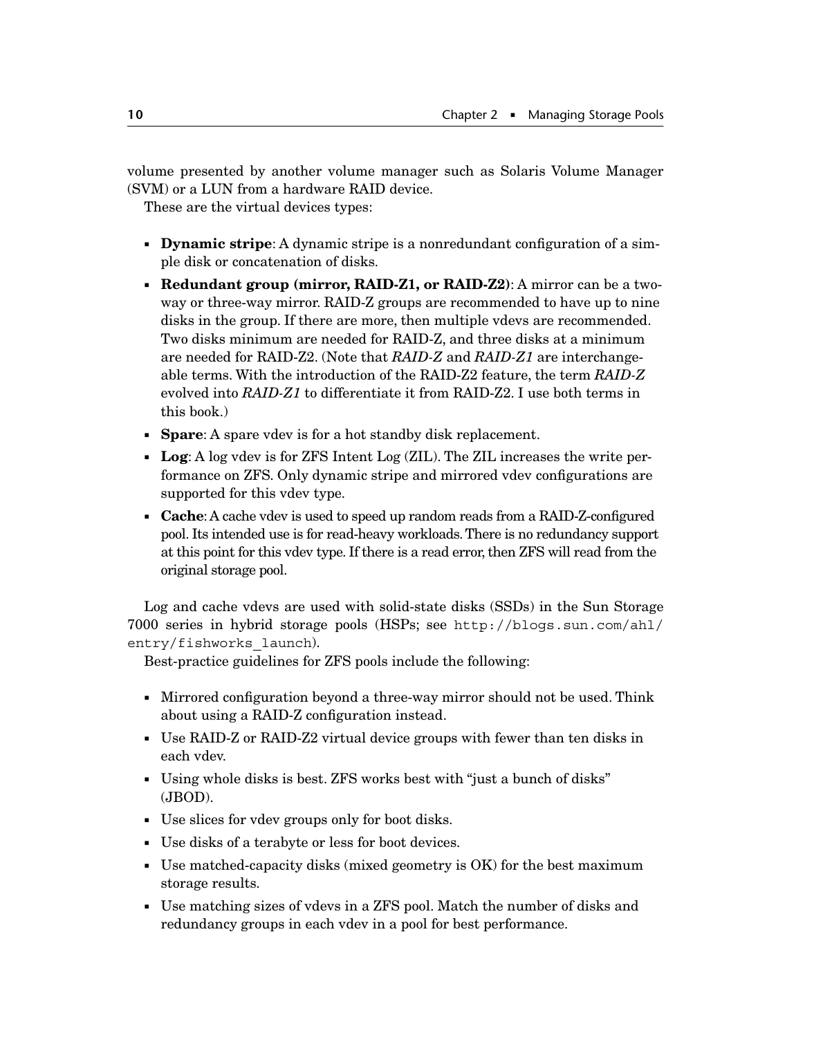volume presented by another volume manager such as Solaris Volume Manager (SVM) or a LUN from a hardware RAID device.

These are the virtual devices types:

- **Dynamic stripe**: A dynamic stripe is a nonredundant configuration of a simple disk or concatenation of disks.
- **Redundant group (mirror, RAID-Z1, or RAID-Z2)**: A mirror can be a two-way or three-way mirror. RAID-Z groups are recommended to have up to nine disks in the group. If there are more, then multiple vdevs are recommended. Two disks minimum are needed for RAID-Z, and three disks at a minimum are needed for RAID-Z2. (Note that *RAID-Z* and *RAID-Z1* are interchangeable terms. With the introduction of the RAID-Z2 feature, the term *RAID-Z* evolved into *RAID-Z1* to differentiate it from RAID-Z2. I use both terms in this book.)
- **Spare**: A spare vdev is for a hot standby disk replacement.
- **Log**: A log vdev is for ZFS Intent Log (ZIL). The ZIL increases the write performance on ZFS. Only dynamic stripe and mirrored vdev configurations are supported for this vdev type.
- **Cache**: A cache vdev is used to speed up random reads from a RAID-Z-configured pool. Its intended use is for read-heavy workloads. There is no redundancy support at this point for this vdev type. If there is a read error, then ZFS will read from the original storage pool.

Log and cache vdevs are used with solid-state disks (SSDs) in the Sun Storage 7000 series in hybrid storage pools (HSPs; see `http://blogs.sun.com/ahl/entry/fishworks_launch`).

Best-practice guidelines for ZFS pools include the following:

- Mirrored configuration beyond a three-way mirror should not be used. Think about using a RAID-Z configuration instead.
- Use RAID-Z or RAID-Z2 virtual device groups with fewer than ten disks in each vdev.
- Using whole disks is best. ZFS works best with "just a bunch of disks" (JBOD).
- Use slices for vdev groups only for boot disks.
- Use disks of a terabyte or less for boot devices.
- Use matched-capacity disks (mixed geometry is OK) for the best maximum storage results.
- Use matching sizes of vdevs in a ZFS pool. Match the number of disks and redundancy groups in each vdev in a pool for best performance.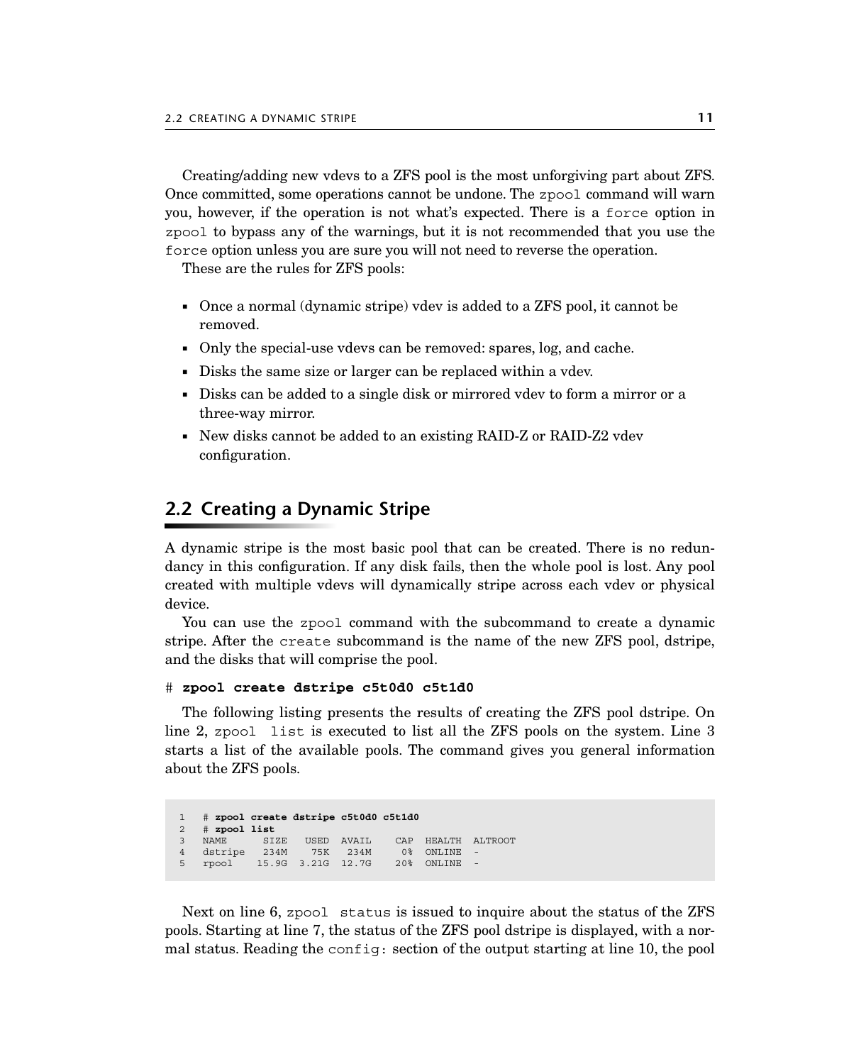Creating/adding new vdevs to a ZFS pool is the most unforgiving part about ZFS. Once committed, some operations cannot be undone. The `zpool` command will warn you, however, if the operation is not what's expected. There is a `force` option in `zpool` to bypass any of the warnings, but it is not recommended that you use the `force` option unless you are sure you will not need to reverse the operation.

These are the rules for ZFS pools:

- Once a normal (dynamic stripe) vdev is added to a ZFS pool, it cannot be removed.
- Only the special-use vdevs can be removed: spares, log, and cache.
- Disks the same size or larger can be replaced within a vdev.
- Disks can be added to a single disk or mirrored vdev to form a mirror or a three-way mirror.
- New disks cannot be added to an existing RAID-Z or RAID-Z2 vdev configuration.

## 2.2 Creating a Dynamic Stripe

A dynamic stripe is the most basic pool that can be created. There is no redundancy in this configuration. If any disk fails, then the whole pool is lost. Any pool created with multiple vdevs will dynamically stripe across each vdev or physical device.

You can use the `zpool` command with the subcommand to create a dynamic stripe. After the `create` subcommand is the name of the new ZFS pool, dstripe, and the disks that will comprise the pool.

```
# zpool create dstripe c5t0d0 c5t1d0
```

The following listing presents the results of creating the ZFS pool dstripe. On line 2, `zpool list` is executed to list all the ZFS pools on the system. Line 3 starts a list of the available pools. The command gives you general information about the ZFS pools.

```
1   # zpool create dstripe c5t0d0 c5t1d0
2   # zpool list
3   NAME      SIZE   USED  AVAIL    CAP  HEALTH  ALTROOT
4   dstripe   234M    75K   234M     0%  ONLINE  -
5   rpool    15.9G  3.21G  12.7G    20%  ONLINE  -
```

Next on line 6, `zpool status` is issued to inquire about the status of the ZFS pools. Starting at line 7, the status of the ZFS pool dstripe is displayed, with a normal status. Reading the `config:` section of the output starting at line 10, the pool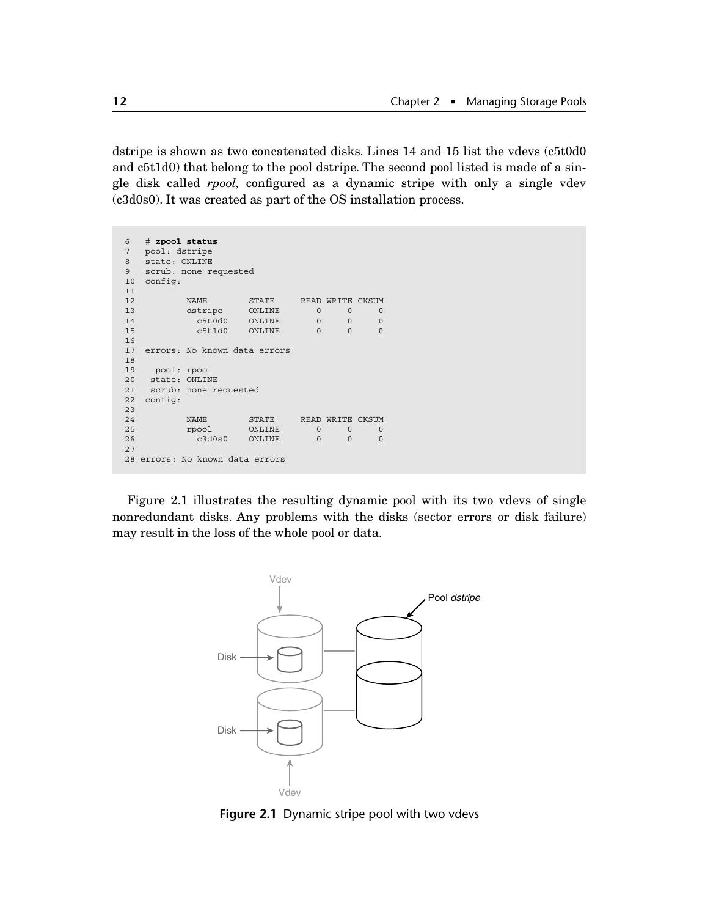dstripe is shown as two concatenated disks. Lines 14 and 15 list the vdevs (c5t0d0 and c5t1d0) that belong to the pool dstripe. The second pool listed is made of a single disk called *rpool,* configured as a dynamic stripe with only a single vdev (c3d0s0). It was created as part of the OS installation process.

```
6   # zpool status
7   pool: dstripe
8   state: ONLINE
9   scrub: none requested
10  config:
11
12          NAME        STATE     READ WRITE CKSUM
13          dstripe     ONLINE       0     0     0
14            c5t0d0    ONLINE       0     0     0
15            c5t1d0    ONLINE       0     0     0
16
17  errors: No known data errors
18
19    pool: rpool
20   state: ONLINE
21   scrub: none requested
22  config:
23
24          NAME        STATE     READ WRITE CKSUM
25          rpool       ONLINE       0     0     0
26            c3d0s0    ONLINE       0     0     0
27
28 errors: No known data errors
```

Figure 2.1 illustrates the resulting dynamic pool with its two vdevs of single nonredundant disks. Any problems with the disks (sector errors or disk failure) may result in the loss of the whole pool or data.

**Figure 2.1** Dynamic stripe pool with two vdevs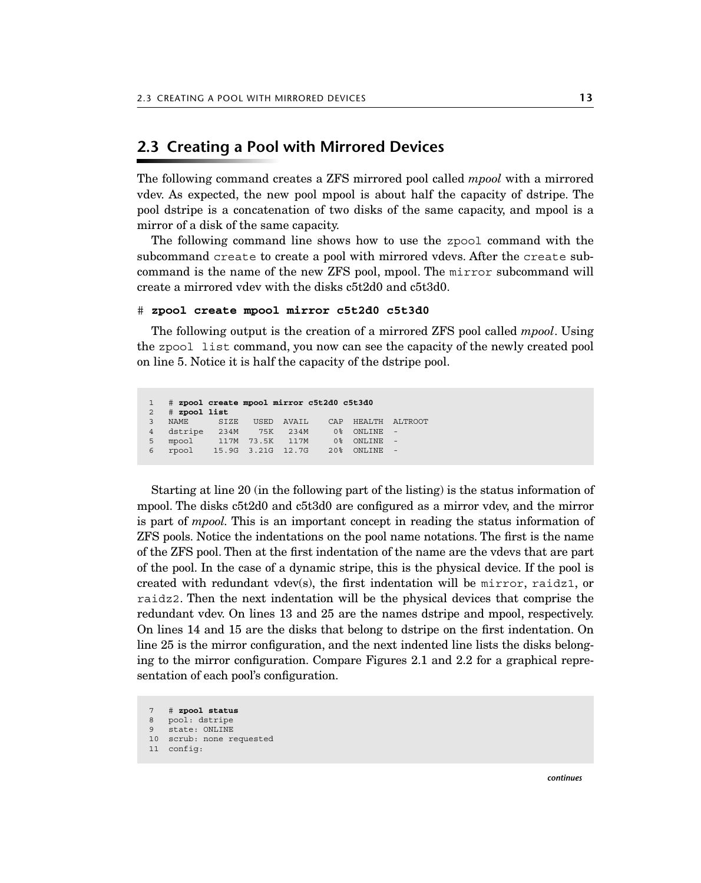## 2.3 Creating a Pool with Mirrored Devices

The following command creates a ZFS mirrored pool called *mpool* with a mirrored vdev. As expected, the new pool mpool is about half the capacity of dstripe. The pool dstripe is a concatenation of two disks of the same capacity, and mpool is a mirror of a disk of the same capacity.

The following command line shows how to use the `zpool` command with the subcommand `create` to create a pool with mirrored vdevs. After the `create` subcommand is the name of the new ZFS pool, mpool. The `mirror` subcommand will create a mirrored vdev with the disks c5t2d0 and c5t3d0.

```
# zpool create mpool mirror c5t2d0 c5t3d0
```

The following output is the creation of a mirrored ZFS pool called *mpool*. Using the `zpool list` command, you now can see the capacity of the newly created pool on line 5. Notice it is half the capacity of the dstripe pool.

```
1   # zpool create mpool mirror c5t2d0 c5t3d0
2   # zpool list
3   NAME       SIZE   USED  AVAIL    CAP  HEALTH  ALTROOT
4   dstripe   234M    75K   234M     0%  ONLINE  -
5   mpool      117M  73.5K   117M     0%  ONLINE  -
6   rpool     15.9G  3.21G  12.7G    20%  ONLINE  -
```

Starting at line 20 (in the following part of the listing) is the status information of mpool. The disks c5t2d0 and c5t3d0 are configured as a mirror vdev, and the mirror is part of *mpool.* This is an important concept in reading the status information of ZFS pools. Notice the indentations on the pool name notations. The first is the name of the ZFS pool. Then at the first indentation of the name are the vdevs that are part of the pool. In the case of a dynamic stripe, this is the physical device. If the pool is created with redundant vdev(s), the first indentation will be `mirror`, `raidz1`, or `raidz2`. Then the next indentation will be the physical devices that comprise the redundant vdev. On lines 13 and 25 are the names dstripe and mpool, respectively. On lines 14 and 15 are the disks that belong to dstripe on the first indentation. On line 25 is the mirror configuration, and the next indented line lists the disks belonging to the mirror configuration. Compare Figures 2.1 and 2.2 for a graphical representation of each pool's configuration.

```
7   # zpool status
8   pool: dstripe
9   state: ONLINE
10  scrub: none requested
11  config:
```

*continues*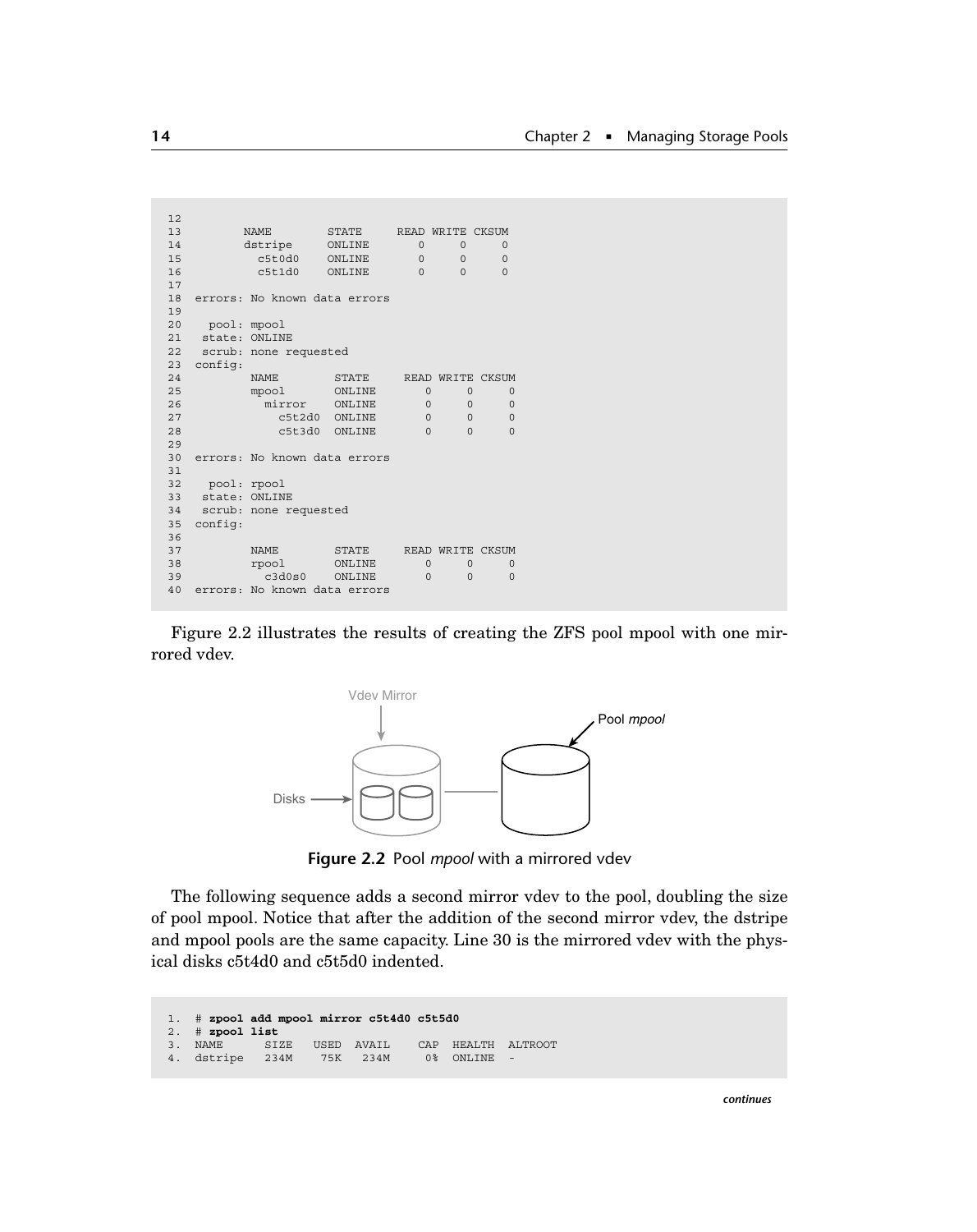```
12
13         NAME        STATE     READ WRITE CKSUM
14         dstripe     ONLINE       0     0     0
15           c5t0d0    ONLINE       0     0     0
16           c5t1d0    ONLINE       0     0     0
17
18  errors: No known data errors
19
20    pool: mpool
21   state: ONLINE
22   scrub: none requested
23  config:
24          NAME        STATE     READ WRITE CKSUM
25          mpool       ONLINE       0     0     0
26            mirror    ONLINE       0     0     0
27              c5t2d0  ONLINE       0     0     0
28              c5t3d0  ONLINE       0     0     0
29
30  errors: No known data errors
31
32    pool: rpool
33   state: ONLINE
34   scrub: none requested
35  config:
36
37          NAME        STATE     READ WRITE CKSUM
38          rpool       ONLINE       0     0     0
39            c3d0s0    ONLINE       0     0     0
40  errors: No known data errors
```

Figure 2.2 illustrates the results of creating the ZFS pool mpool with one mirrored vdev.

**Figure 2.2** Pool *mpool* with a mirrored vdev

The following sequence adds a second mirror vdev to the pool, doubling the size of pool mpool. Notice that after the addition of the second mirror vdev, the dstripe and mpool pools are the same capacity. Line 30 is the mirrored vdev with the physical disks c5t4d0 and c5t5d0 indented.

```
1.  # zpool add mpool mirror c5t4d0 c5t5d0
2.  # zpool list
3.  NAME      SIZE   USED  AVAIL    CAP  HEALTH  ALTROOT
4.  dstripe   234M    75K   234M     0%  ONLINE  -
```

*continues*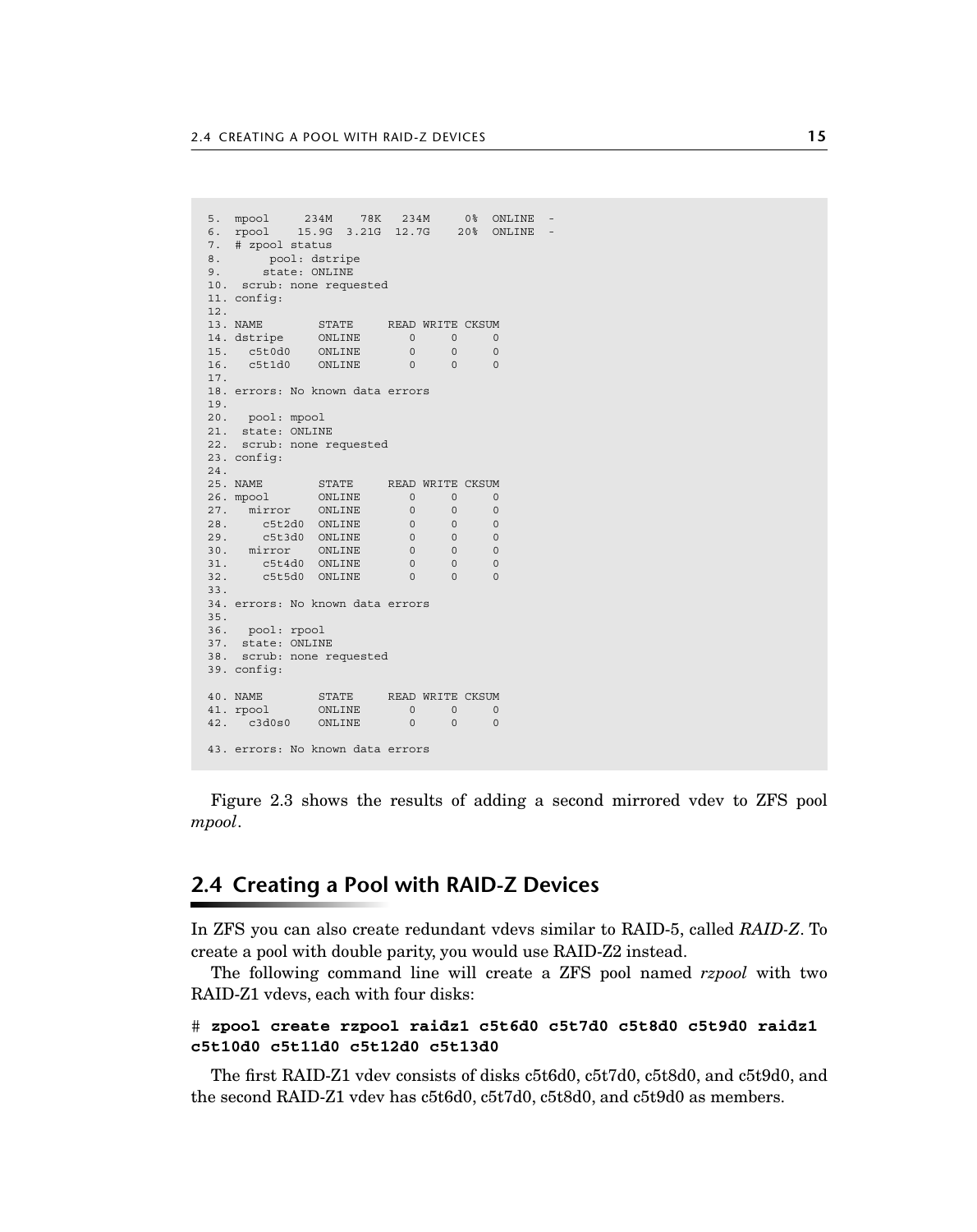```
5.  mpool     234M    78K   234M     0%  ONLINE  -
6.  rpool    15.9G  3.21G  12.7G    20%  ONLINE  -
7.  # zpool status
8.       pool: dstripe
9.      state: ONLINE
10.  scrub: none requested
11. config:
12.
13. NAME        STATE     READ WRITE CKSUM
14. dstripe     ONLINE       0     0     0
15.   c5t0d0    ONLINE       0     0     0
16.   c5t1d0    ONLINE       0     0     0
17.
18. errors: No known data errors
19.
20.   pool: mpool
21.  state: ONLINE
22.  scrub: none requested
23. config:
24.
25. NAME        STATE     READ WRITE CKSUM
26. mpool       ONLINE       0     0     0
27.   mirror    ONLINE       0     0     0
28.     c5t2d0  ONLINE       0     0     0
29.     c5t3d0  ONLINE       0     0     0
30.   mirror    ONLINE       0     0     0
31.     c5t4d0  ONLINE       0     0     0
32.     c5t5d0  ONLINE       0     0     0
33.
34. errors: No known data errors
35.
36.   pool: rpool
37.  state: ONLINE
38.  scrub: none requested
39. config:

40. NAME        STATE     READ WRITE CKSUM
41. rpool       ONLINE       0     0     0
42.   c3d0s0    ONLINE       0     0     0

43. errors: No known data errors
```

Figure 2.3 shows the results of adding a second mirrored vdev to ZFS pool *mpool*.

## 2.4 Creating a Pool with RAID-Z Devices

In ZFS you can also create redundant vdevs similar to RAID-5, called *RAID-Z*. To create a pool with double parity, you would use RAID-Z2 instead.

The following command line will create a ZFS pool named *rzpool* with two RAID-Z1 vdevs, each with four disks:

```
# zpool create rzpool raidz1 c5t6d0 c5t7d0 c5t8d0 c5t9d0 raidz1
c5t10d0 c5t11d0 c5t12d0 c5t13d0
```

The first RAID-Z1 vdev consists of disks c5t6d0, c5t7d0, c5t8d0, and c5t9d0, and the second RAID-Z1 vdev has c5t6d0, c5t7d0, c5t8d0, and c5t9d0 as members.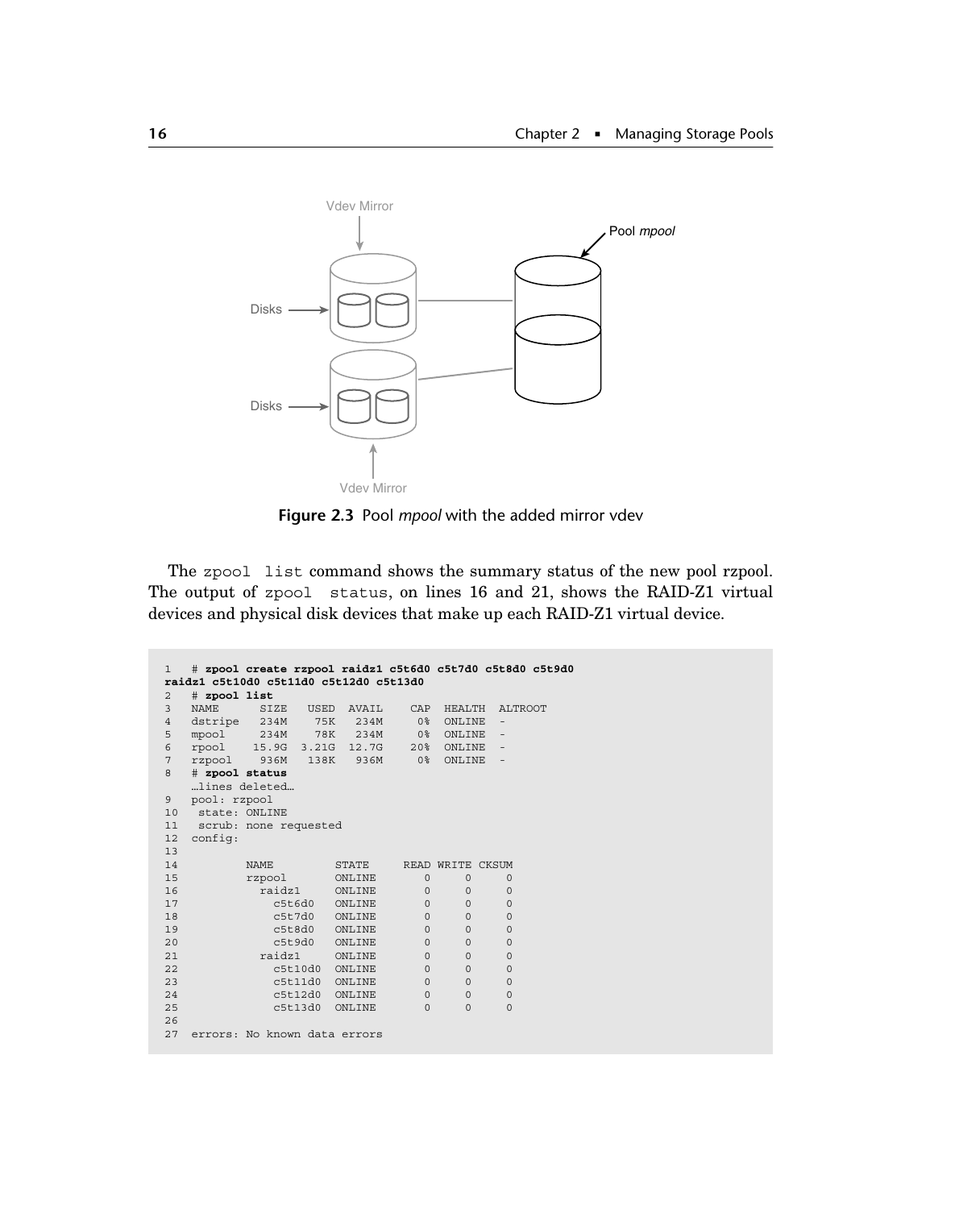**Figure 2.3** Pool *mpool* with the added mirror vdev

The `zpool list` command shows the summary status of the new pool rzpool. The output of `zpool status`, on lines 16 and 21, shows the RAID-Z1 virtual devices and physical disk devices that make up each RAID-Z1 virtual device.

```
1   # zpool create rzpool raidz1 c5t6d0 c5t7d0 c5t8d0 c5t9d0
raidz1 c5t10d0 c5t11d0 c5t12d0 c5t13d0
2   # zpool list
3   NAME      SIZE   USED  AVAIL    CAP  HEALTH  ALTROOT
4   dstripe   234M    75K   234M     0%  ONLINE  -
5   mpool     234M    78K   234M     0%  ONLINE  -
6   rpool    15.9G  3.21G  12.7G    20%  ONLINE  -
7   rzpool    936M   138K   936M     0%  ONLINE  -
8   # zpool status
    …lines deleted…
9   pool: rzpool
10   state: ONLINE
11   scrub: none requested
12  config:
13
14          NAME         STATE     READ WRITE CKSUM
15          rzpool       ONLINE       0     0     0
16            raidz1     ONLINE       0     0     0
17              c5t6d0   ONLINE       0     0     0
18              c5t7d0   ONLINE       0     0     0
19              c5t8d0   ONLINE       0     0     0
20              c5t9d0   ONLINE       0     0     0
21            raidz1     ONLINE       0     0     0
22              c5t10d0  ONLINE       0     0     0
23              c5t11d0  ONLINE       0     0     0
24              c5t12d0  ONLINE       0     0     0
25              c5t13d0  ONLINE       0     0     0
26
27  errors: No known data errors
```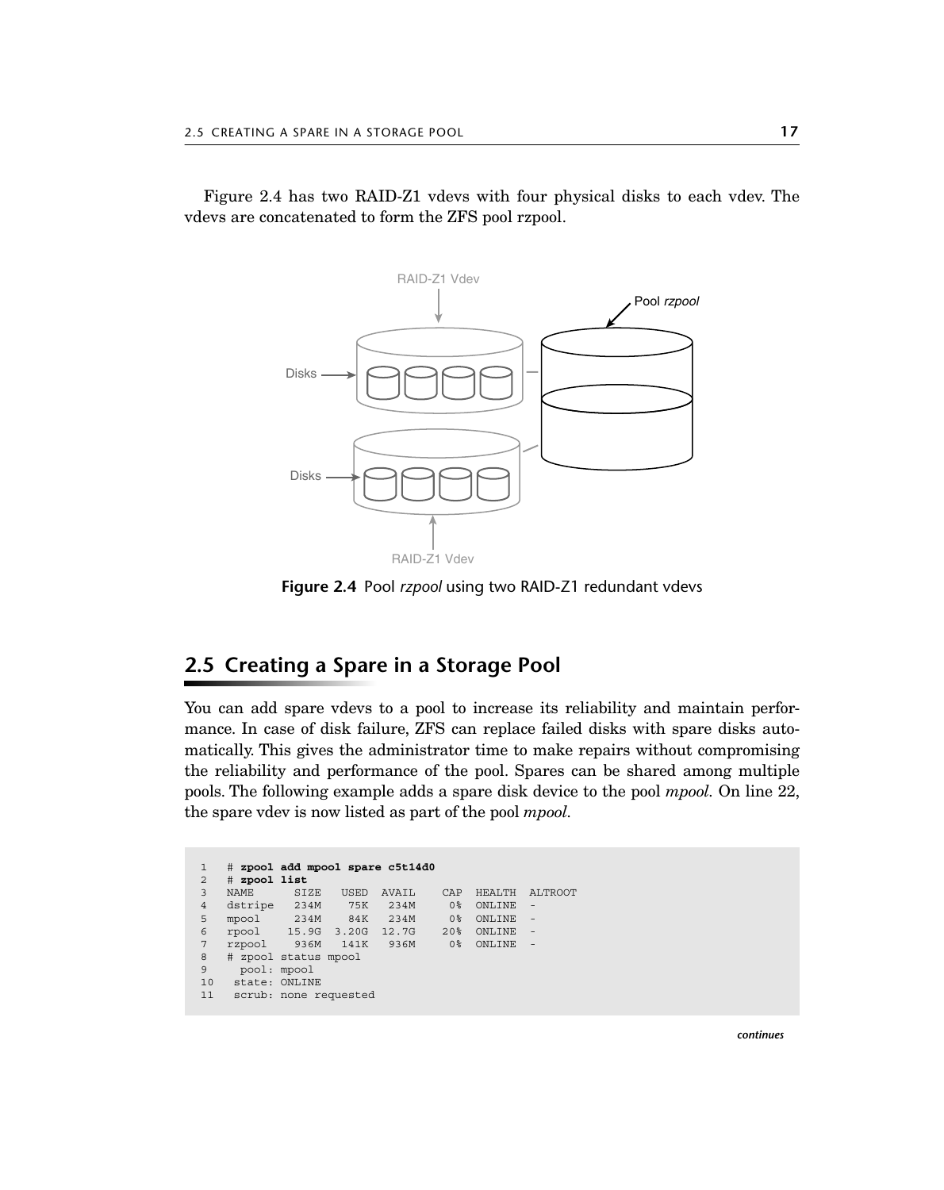Figure 2.4 has two RAID-Z1 vdevs with four physical disks to each vdev. The vdevs are concatenated to form the ZFS pool rzpool.

**Figure 2.4** Pool *rzpool* using two RAID-Z1 redundant vdevs

## 2.5 Creating a Spare in a Storage Pool

You can add spare vdevs to a pool to increase its reliability and maintain performance. In case of disk failure, ZFS can replace failed disks with spare disks automatically. This gives the administrator time to make repairs without compromising the reliability and performance of the pool. Spares can be shared among multiple pools. The following example adds a spare disk device to the pool *mpool*. On line 22, the spare vdev is now listed as part of the pool *mpool*.

```
1   # zpool add mpool spare c5t14d0
2   # zpool list
3   NAME       SIZE   USED  AVAIL    CAP  HEALTH  ALTROOT
4   dstripe   234M    75K   234M     0%  ONLINE  -
5   mpool      234M    84K   234M     0%  ONLINE  -
6   rpool     15.9G  3.20G  12.7G    20%  ONLINE  -
7   rzpool     936M   141K   936M     0%  ONLINE  -
8   # zpool status mpool
9     pool: mpool
10   state: ONLINE
11   scrub: none requested
```

*continues*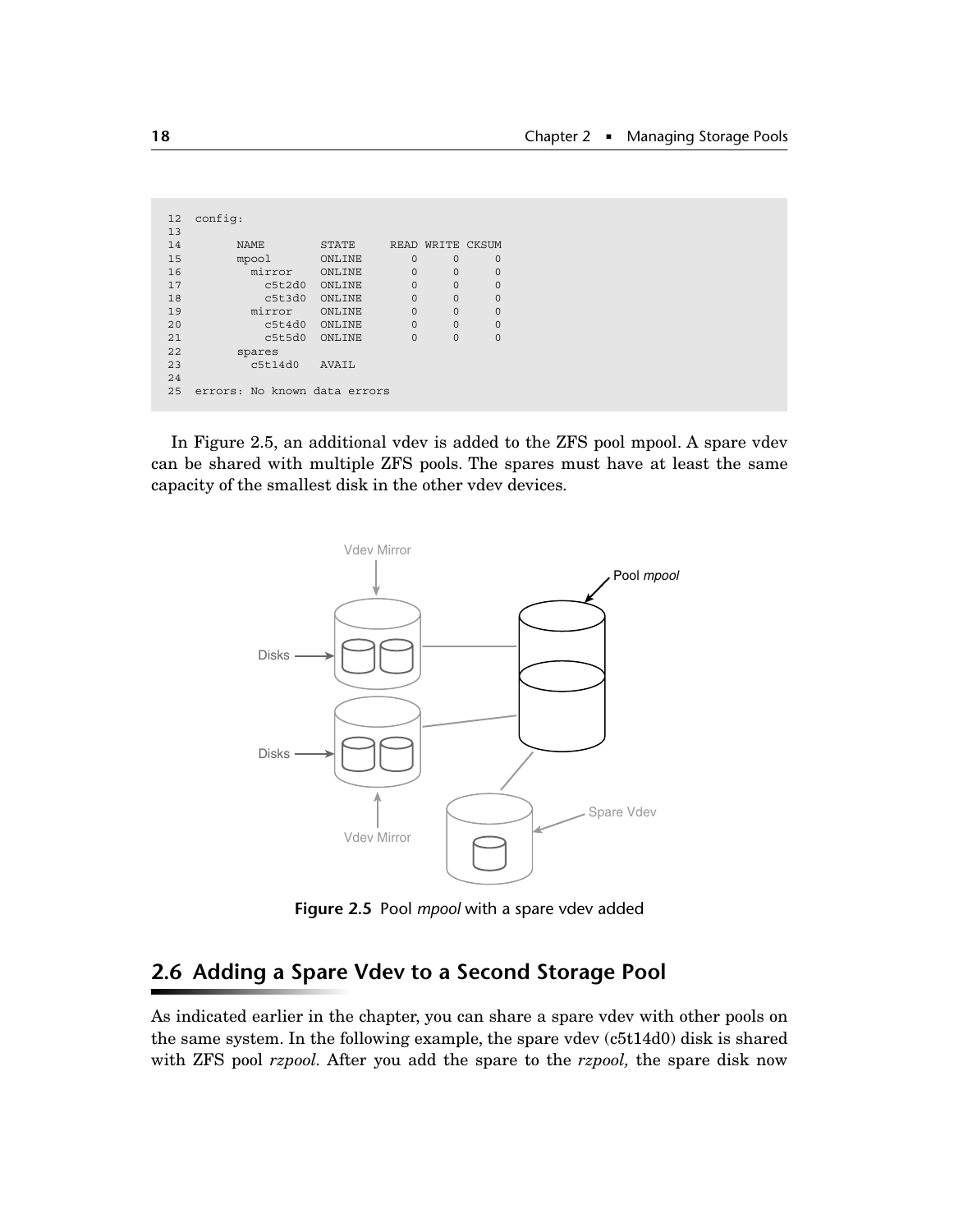```
12  config:
13
14        NAME        STATE     READ WRITE CKSUM
15        mpool       ONLINE       0     0     0
16          mirror    ONLINE       0     0     0
17            c5t2d0  ONLINE       0     0     0
18            c5t3d0  ONLINE       0     0     0
19          mirror    ONLINE       0     0     0
20            c5t4d0  ONLINE       0     0     0
21            c5t5d0  ONLINE       0     0     0
22        spares
23          c5t14d0   AVAIL
24
25  errors: No known data errors
```

In Figure 2.5, an additional vdev is added to the ZFS pool mpool. A spare vdev can be shared with multiple ZFS pools. The spares must have at least the same capacity of the smallest disk in the other vdev devices.

**Figure 2.5** Pool *mpool* with a spare vdev added

## 2.6 Adding a Spare Vdev to a Second Storage Pool

As indicated earlier in the chapter, you can share a spare vdev with other pools on the same system. In the following example, the spare vdev (c5t14d0) disk is shared with ZFS pool *rzpool*. After you add the spare to the *rzpool,* the spare disk now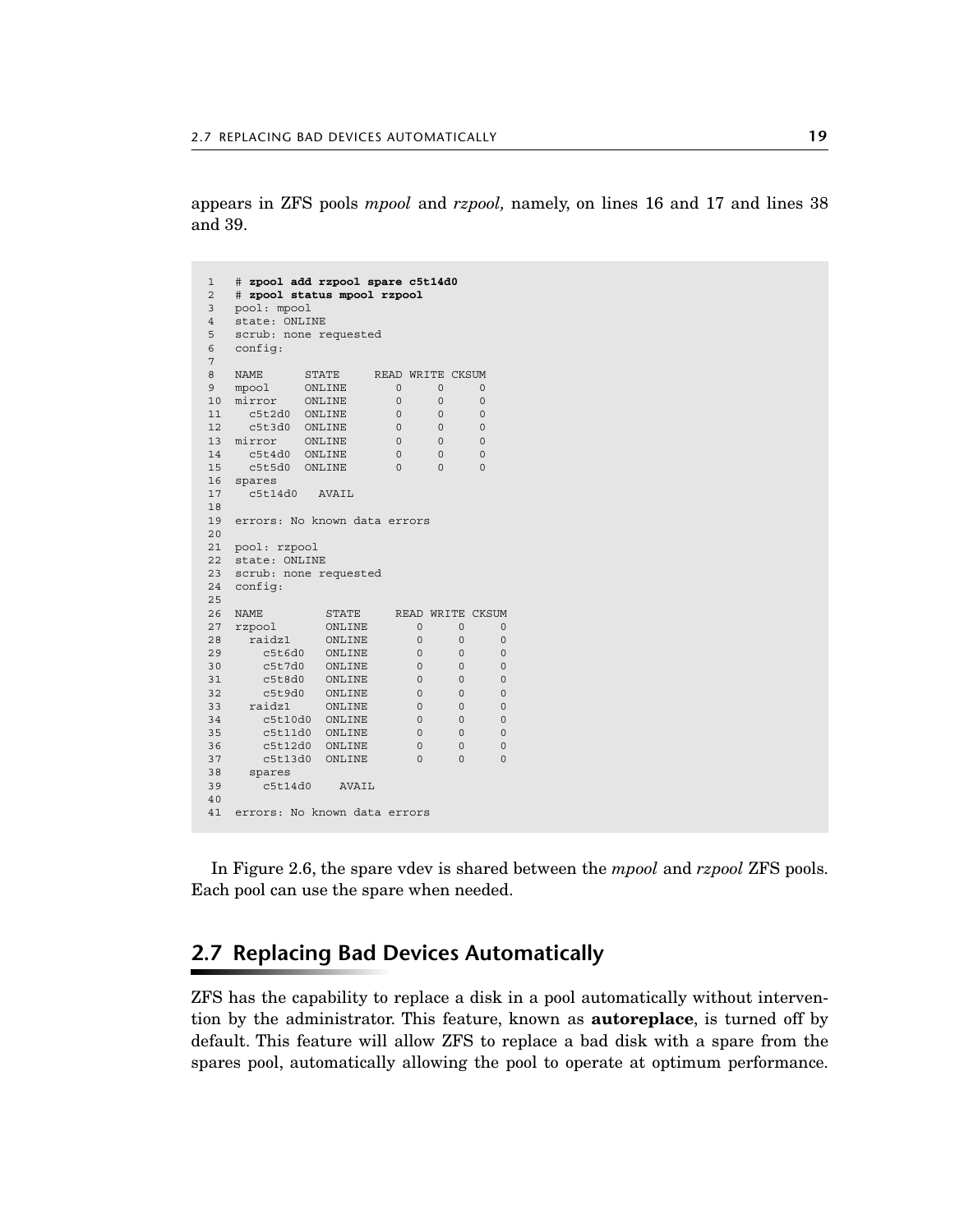appears in ZFS pools *mpool* and *rzpool,* namely, on lines 16 and 17 and lines 38 and 39.

```
1   # zpool add rzpool spare c5t14d0
2   # zpool status mpool rzpool
3   pool: mpool
4   state: ONLINE
5   scrub: none requested
6   config:
7
8   NAME       STATE     READ WRITE CKSUM
9   mpool      ONLINE       0     0     0
10  mirror     ONLINE       0     0     0
11    c5t2d0   ONLINE       0     0     0
12    c5t3d0   ONLINE       0     0     0
13  mirror     ONLINE       0     0     0
14    c5t4d0   ONLINE       0     0     0
15    c5t5d0   ONLINE       0     0     0
16  spares
17    c5t14d0   AVAIL
18
19  errors: No known data errors
20
21  pool: rzpool
22  state: ONLINE
23  scrub: none requested
24  config:
25
26  NAME          STATE     READ WRITE CKSUM
27  rzpool        ONLINE       0     0     0
28    raidz1      ONLINE       0     0     0
29      c5t6d0    ONLINE       0     0     0
30      c5t7d0    ONLINE       0     0     0
31      c5t8d0    ONLINE       0     0     0
32      c5t9d0    ONLINE       0     0     0
33    raidz1      ONLINE       0     0     0
34      c5t10d0   ONLINE       0     0     0
35      c5t11d0   ONLINE       0     0     0
36      c5t12d0   ONLINE       0     0     0
37      c5t13d0   ONLINE       0     0     0
38    spares
39      c5t14d0    AVAIL
40
41  errors: No known data errors
```

In Figure 2.6, the spare vdev is shared between the *mpool* and *rzpool* ZFS pools. Each pool can use the spare when needed.

## 2.7 Replacing Bad Devices Automatically

ZFS has the capability to replace a disk in a pool automatically without intervention by the administrator. This feature, known as **autoreplace**, is turned off by default. This feature will allow ZFS to replace a bad disk with a spare from the spares pool, automatically allowing the pool to operate at optimum performance.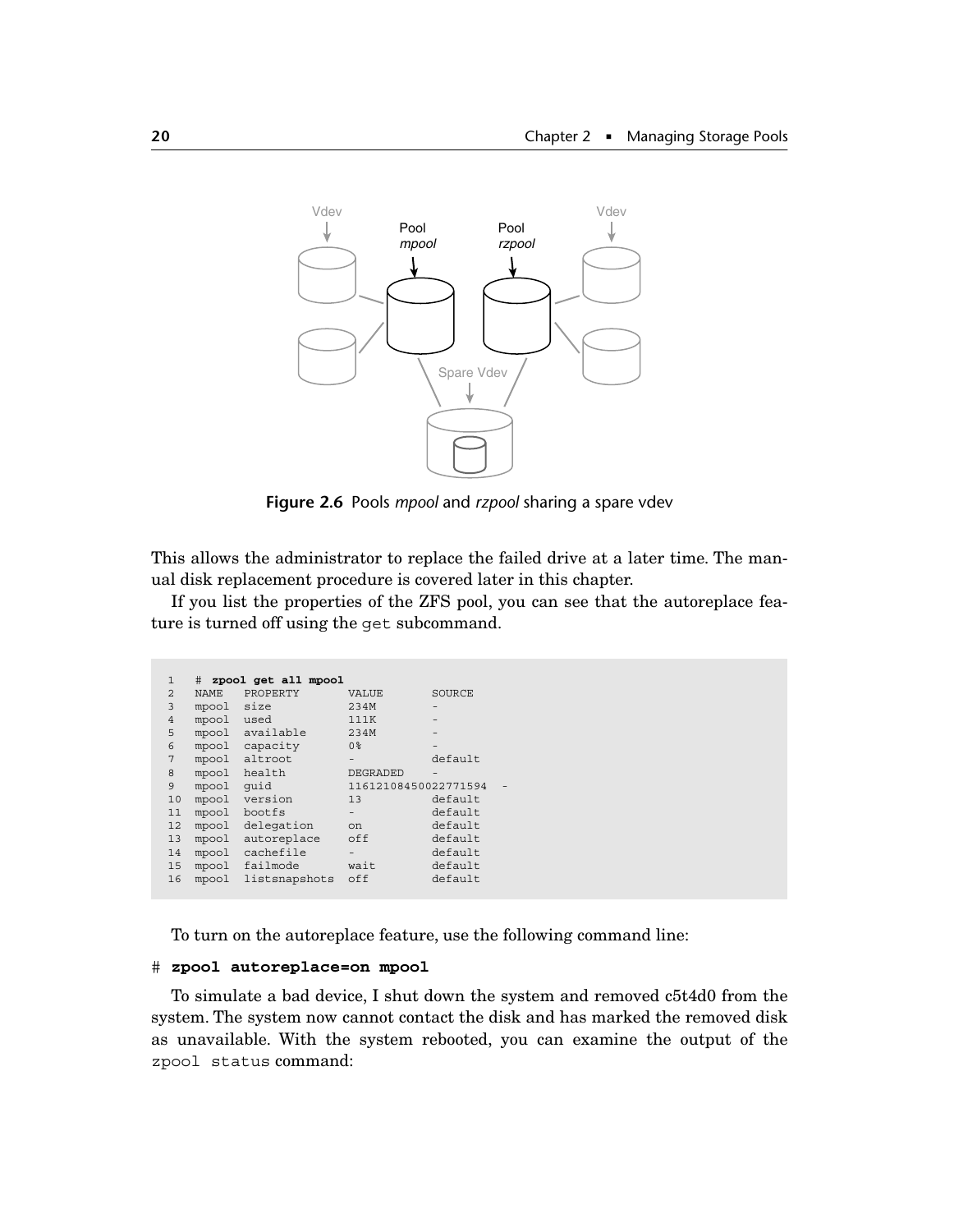**Figure 2.6** Pools *mpool* and *rzpool* sharing a spare vdev

This allows the administrator to replace the failed drive at a later time. The manual disk replacement procedure is covered later in this chapter.

If you list the properties of the ZFS pool, you can see that the autoreplace feature is turned off using the `get` subcommand.

```
1   # zpool get all mpool
2   NAME   PROPERTY       VALUE       SOURCE
3   mpool  size           234M        -
4   mpool  used           111K        -
5   mpool  available      234M        -
6   mpool  capacity       0%          -
7   mpool  altroot        -           default
8   mpool  health         DEGRADED    -
9   mpool  guid           11612108450022771594  -
10  mpool  version        13          default
11  mpool  bootfs         -           default
12  mpool  delegation     on          default
13  mpool  autoreplace    off         default
14  mpool  cachefile      -           default
15  mpool  failmode       wait        default
16  mpool  listsnapshots  off         default
```

To turn on the autoreplace feature, use the following command line:

```
# zpool autoreplace=on mpool
```

To simulate a bad device, I shut down the system and removed c5t4d0 from the system. The system now cannot contact the disk and has marked the removed disk as unavailable. With the system rebooted, you can examine the output of the `zpool status` command: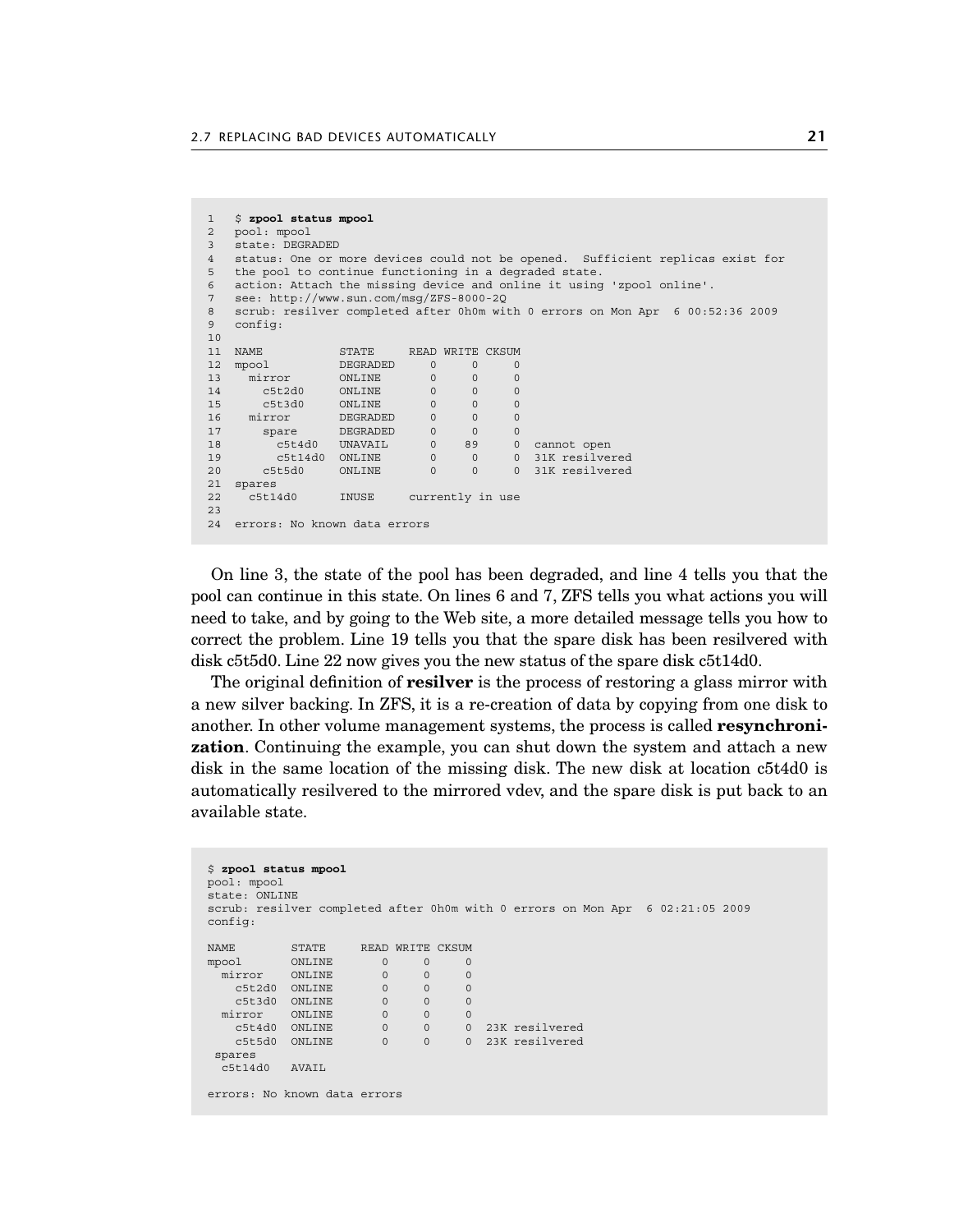```
1   $ zpool status mpool
2   pool: mpool
3   state: DEGRADED
4   status: One or more devices could not be opened.  Sufficient replicas exist for
5   the pool to continue functioning in a degraded state.
6   action: Attach the missing device and online it using 'zpool online'.
7   see: http://www.sun.com/msg/ZFS-8000-2Q
8   scrub: resilver completed after 0h0m with 0 errors on Mon Apr  6 00:52:36 2009
9   config:
10
11  NAME           STATE     READ WRITE CKSUM
12  mpool          DEGRADED     0     0     0
13    mirror       ONLINE       0     0     0
14      c5t2d0     ONLINE       0     0     0
15      c5t3d0     ONLINE       0     0     0
16    mirror       DEGRADED     0     0     0
17      spare      DEGRADED     0     0     0
18        c5t4d0   UNAVAIL      0    89     0  cannot open
19        c5t14d0  ONLINE       0     0     0  31K resilvered
20      c5t5d0     ONLINE       0     0     0  31K resilvered
21  spares
22    c5t14d0      INUSE     currently in use
23
24  errors: No known data errors
```

On line 3, the state of the pool has been degraded, and line 4 tells you that the pool can continue in this state. On lines 6 and 7, ZFS tells you what actions you will need to take, and by going to the Web site, a more detailed message tells you how to correct the problem. Line 19 tells you that the spare disk has been resilvered with disk c5t5d0. Line 22 now gives you the new status of the spare disk c5t14d0.

The original definition of **resilver** is the process of restoring a glass mirror with a new silver backing. In ZFS, it is a re-creation of data by copying from one disk to another. In other volume management systems, the process is called **resynchronization**. Continuing the example, you can shut down the system and attach a new disk in the same location of the missing disk. The new disk at location c5t4d0 is automatically resilvered to the mirrored vdev, and the spare disk is put back to an available state.

```
$ zpool status mpool
pool: mpool
state: ONLINE
scrub: resilver completed after 0h0m with 0 errors on Mon Apr  6 02:21:05 2009
config:

NAME        STATE     READ WRITE CKSUM
mpool       ONLINE       0     0     0
  mirror    ONLINE       0     0     0
    c5t2d0  ONLINE       0     0     0
    c5t3d0  ONLINE       0     0     0
  mirror    ONLINE       0     0     0
    c5t4d0  ONLINE       0     0     0  23K resilvered
    c5t5d0  ONLINE       0     0     0  23K resilvered
 spares
  c5t14d0   AVAIL

errors: No known data errors
```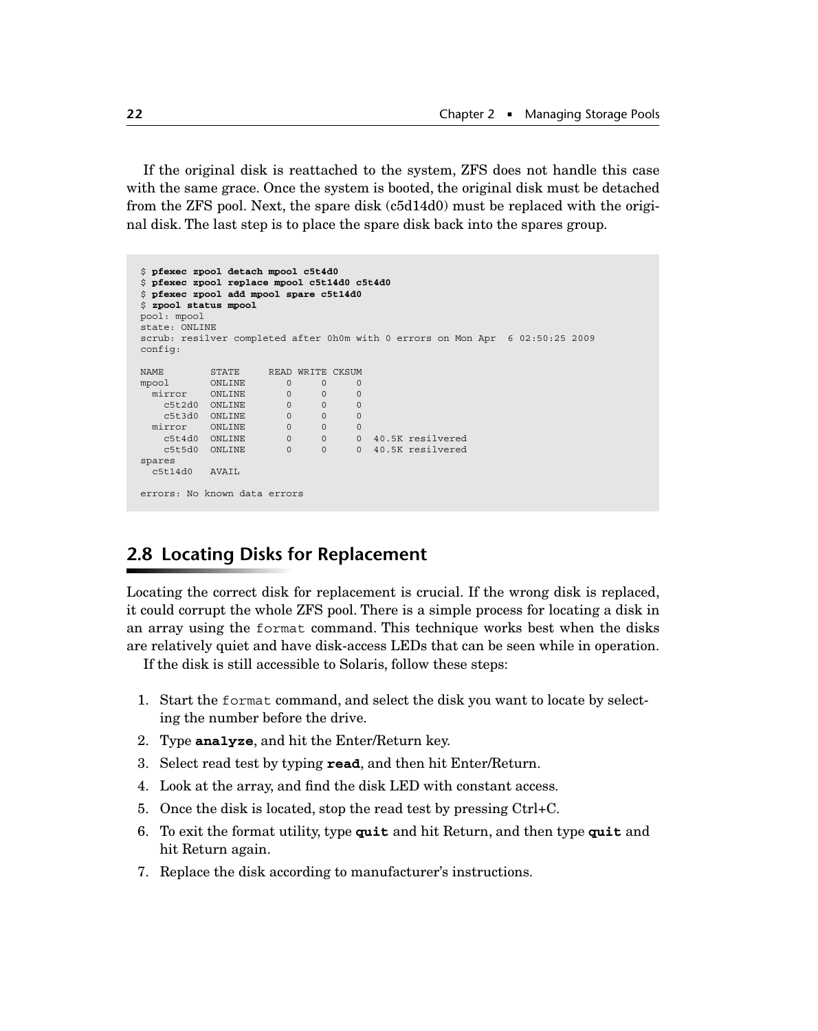If the original disk is reattached to the system, ZFS does not handle this case with the same grace. Once the system is booted, the original disk must be detached from the ZFS pool. Next, the spare disk (c5d14d0) must be replaced with the original disk. The last step is to place the spare disk back into the spares group.

```
$ pfexec zpool detach mpool c5t4d0
$ pfexec zpool replace mpool c5t14d0 c5t4d0
$ pfexec zpool add mpool spare c5t14d0
$ zpool status mpool
pool: mpool
state: ONLINE
scrub: resilver completed after 0h0m with 0 errors on Mon Apr  6 02:50:25 2009
config:

NAME        STATE     READ WRITE CKSUM
mpool       ONLINE       0     0     0
  mirror    ONLINE       0     0     0
    c5t2d0  ONLINE       0     0     0
    c5t3d0  ONLINE       0     0     0
  mirror    ONLINE       0     0     0
    c5t4d0  ONLINE       0     0     0  40.5K resilvered
    c5t5d0  ONLINE       0     0     0  40.5K resilvered
spares
  c5t14d0   AVAIL

errors: No known data errors
```

## 2.8 Locating Disks for Replacement

Locating the correct disk for replacement is crucial. If the wrong disk is replaced, it could corrupt the whole ZFS pool. There is a simple process for locating a disk in an array using the `format` command. This technique works best when the disks are relatively quiet and have disk-access LEDs that can be seen while in operation.

If the disk is still accessible to Solaris, follow these steps:

1. Start the `format` command, and select the disk you want to locate by selecting the number before the drive.
2. Type **`analyze`**, and hit the Enter/Return key.
3. Select read test by typing **`read`**, and then hit Enter/Return.
4. Look at the array, and find the disk LED with constant access.
5. Once the disk is located, stop the read test by pressing Ctrl+C.
6. To exit the format utility, type **`quit`** and hit Return, and then type **`quit`** and hit Return again.
7. Replace the disk according to manufacturer's instructions.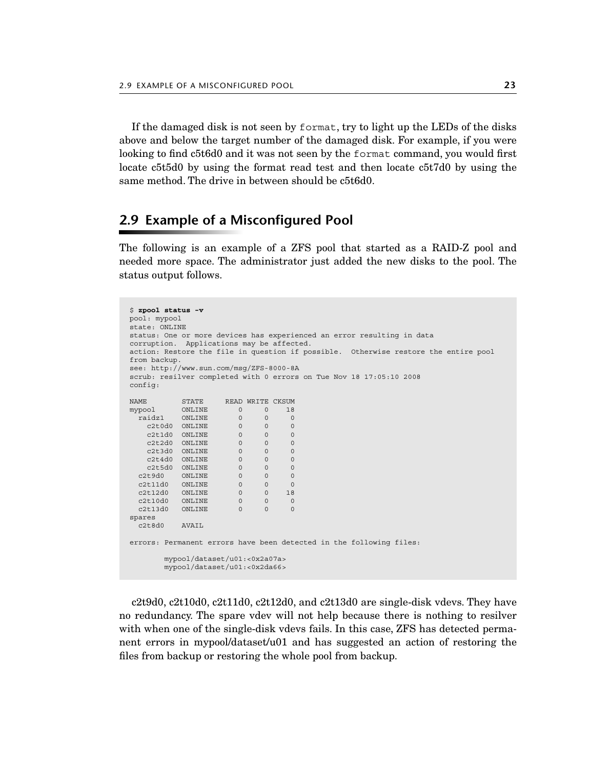If the damaged disk is not seen by `format`, try to light up the LEDs of the disks above and below the target number of the damaged disk. For example, if you were looking to find c5t6d0 and it was not seen by the `format` command, you would first locate c5t5d0 by using the format read test and then locate c5t7d0 by using the same method. The drive in between should be c5t6d0.

## 2.9 Example of a Misconfigured Pool

The following is an example of a ZFS pool that started as a RAID-Z pool and needed more space. The administrator just added the new disks to the pool. The status output follows.

```
$ zpool status -v
pool: mypool
state: ONLINE
status: One or more devices has experienced an error resulting in data
corruption.  Applications may be affected.
action: Restore the file in question if possible.  Otherwise restore the entire pool
from backup.
see: http://www.sun.com/msg/ZFS-8000-8A
scrub: resilver completed with 0 errors on Tue Nov 18 17:05:10 2008
config:

NAME        STATE     READ WRITE CKSUM
mypool      ONLINE       0     0    18
  raidz1    ONLINE       0     0     0
    c2t0d0  ONLINE       0     0     0
    c2t1d0  ONLINE       0     0     0
    c2t2d0  ONLINE       0     0     0
    c2t3d0  ONLINE       0     0     0
    c2t4d0  ONLINE       0     0     0
    c2t5d0  ONLINE       0     0     0
  c2t9d0    ONLINE       0     0     0
  c2t11d0   ONLINE       0     0     0
  c2t12d0   ONLINE       0     0    18
  c2t10d0   ONLINE       0     0     0
  c2t13d0   ONLINE       0     0     0
spares
  c2t8d0    AVAIL

errors: Permanent errors have been detected in the following files:

        mypool/dataset/u01:<0x2a07a>
        mypool/dataset/u01:<0x2da66>
```

c2t9d0, c2t10d0, c2t11d0, c2t12d0, and c2t13d0 are single-disk vdevs. They have no redundancy. The spare vdev will not help because there is nothing to resilver with when one of the single-disk vdevs fails. In this case, ZFS has detected permanent errors in mypool/dataset/u01 and has suggested an action of restoring the files from backup or restoring the whole pool from backup.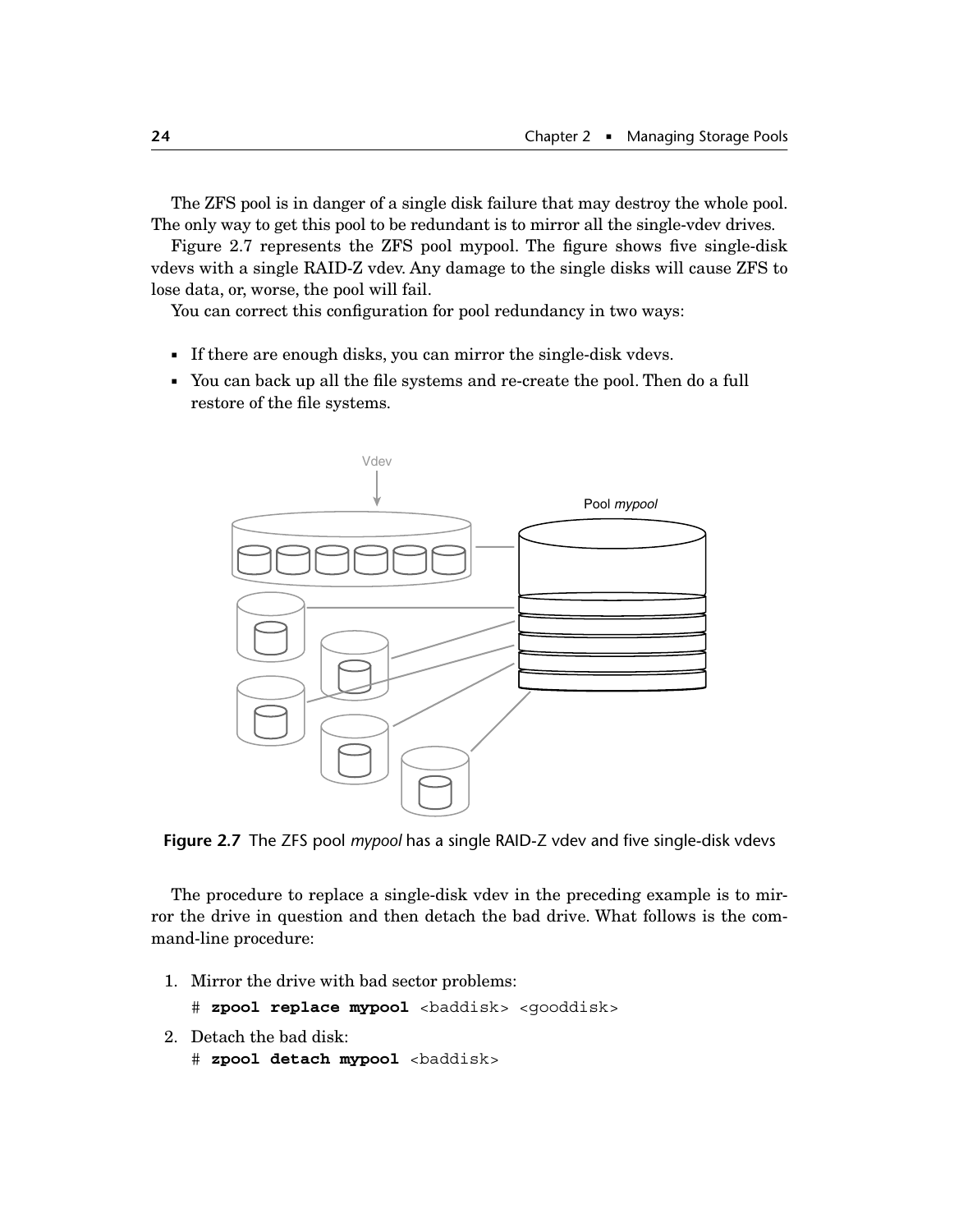The ZFS pool is in danger of a single disk failure that may destroy the whole pool. The only way to get this pool to be redundant is to mirror all the single-vdev drives.

Figure 2.7 represents the ZFS pool mypool. The figure shows five single-disk vdevs with a single RAID-Z vdev. Any damage to the single disks will cause ZFS to lose data, or, worse, the pool will fail.

You can correct this configuration for pool redundancy in two ways:

- If there are enough disks, you can mirror the single-disk vdevs.
- You can back up all the file systems and re-create the pool. Then do a full restore of the file systems.

**Figure 2.7** The ZFS pool *mypool* has a single RAID-Z vdev and five single-disk vdevs

The procedure to replace a single-disk vdev in the preceding example is to mirror the drive in question and then detach the bad drive. What follows is the command-line procedure:

1. Mirror the drive with bad sector problems:
   ```
   # zpool replace mypool <baddisk> <gooddisk>
   ```
2. Detach the bad disk:
   ```
   # zpool detach mypool <baddisk>
   ```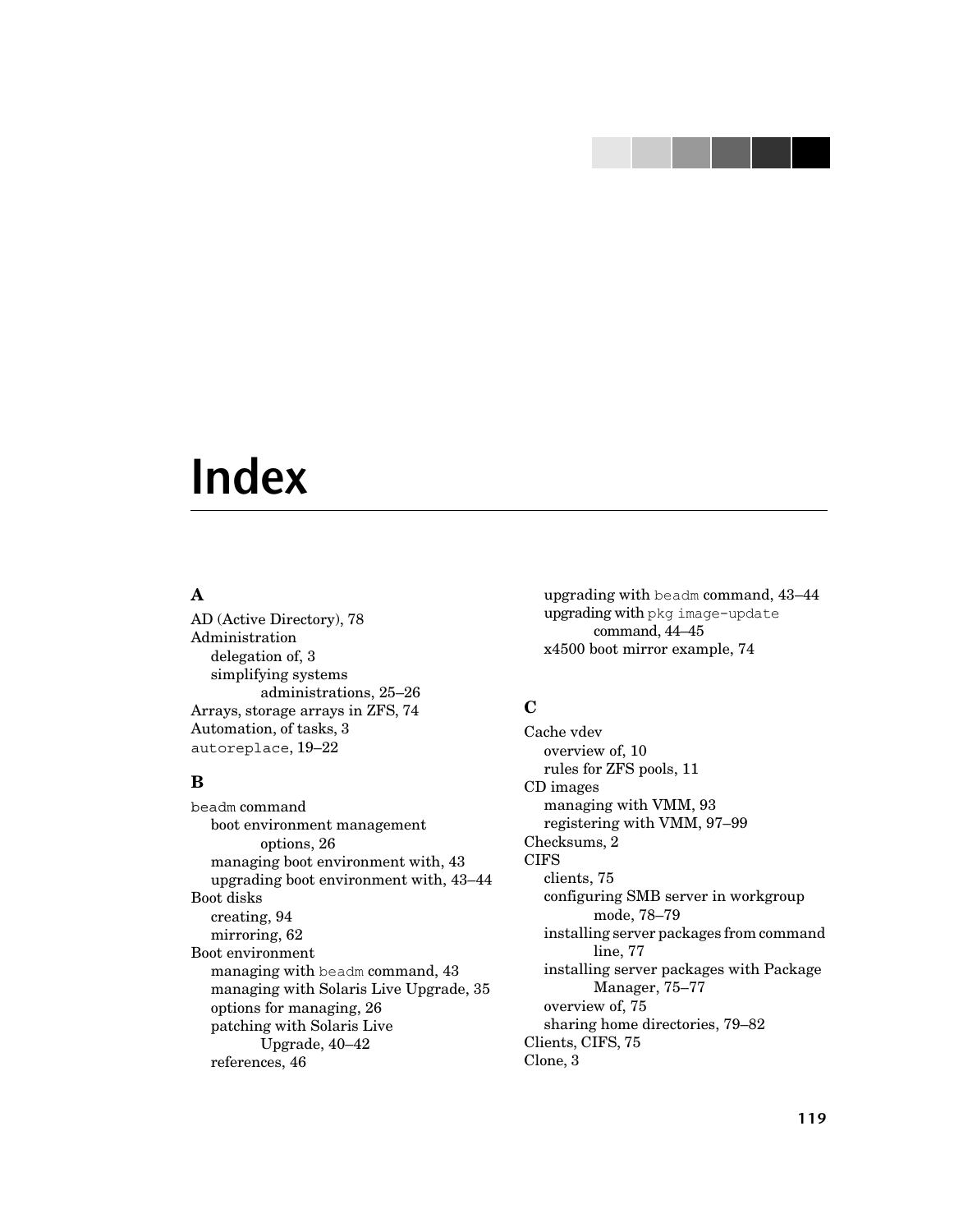# Index

## A

AD (Active Directory), 78
Administration
  delegation of, 3
  simplifying systems administrations, 25–26
Arrays, storage arrays in ZFS, 74
Automation, of tasks, 3
`autoreplace`, 19–22

## B

`beadm` command
  boot environment management options, 26
  managing boot environment with, 43
  upgrading boot environment with, 43–44
Boot disks
  creating, 94
  mirroring, 62
Boot environment
  managing with `beadm` command, 43
  managing with Solaris Live Upgrade, 35
  options for managing, 26
  patching with Solaris Live Upgrade, 40–42
  references, 46
  upgrading with `beadm` command, 43–44
  upgrading with `pkg image-update` command, 44–45
  x4500 boot mirror example, 74

## C

Cache vdev
  overview of, 10
  rules for ZFS pools, 11
CD images
  managing with VMM, 93
  registering with VMM, 97–99
Checksums, 2
CIFS
  clients, 75
  configuring SMB server in workgroup mode, 78–79
  installing server packages from command line, 77
  installing server packages with Package Manager, 75–77
  overview of, 75
  sharing home directories, 79–82
Clients, CIFS, 75
Clone, 3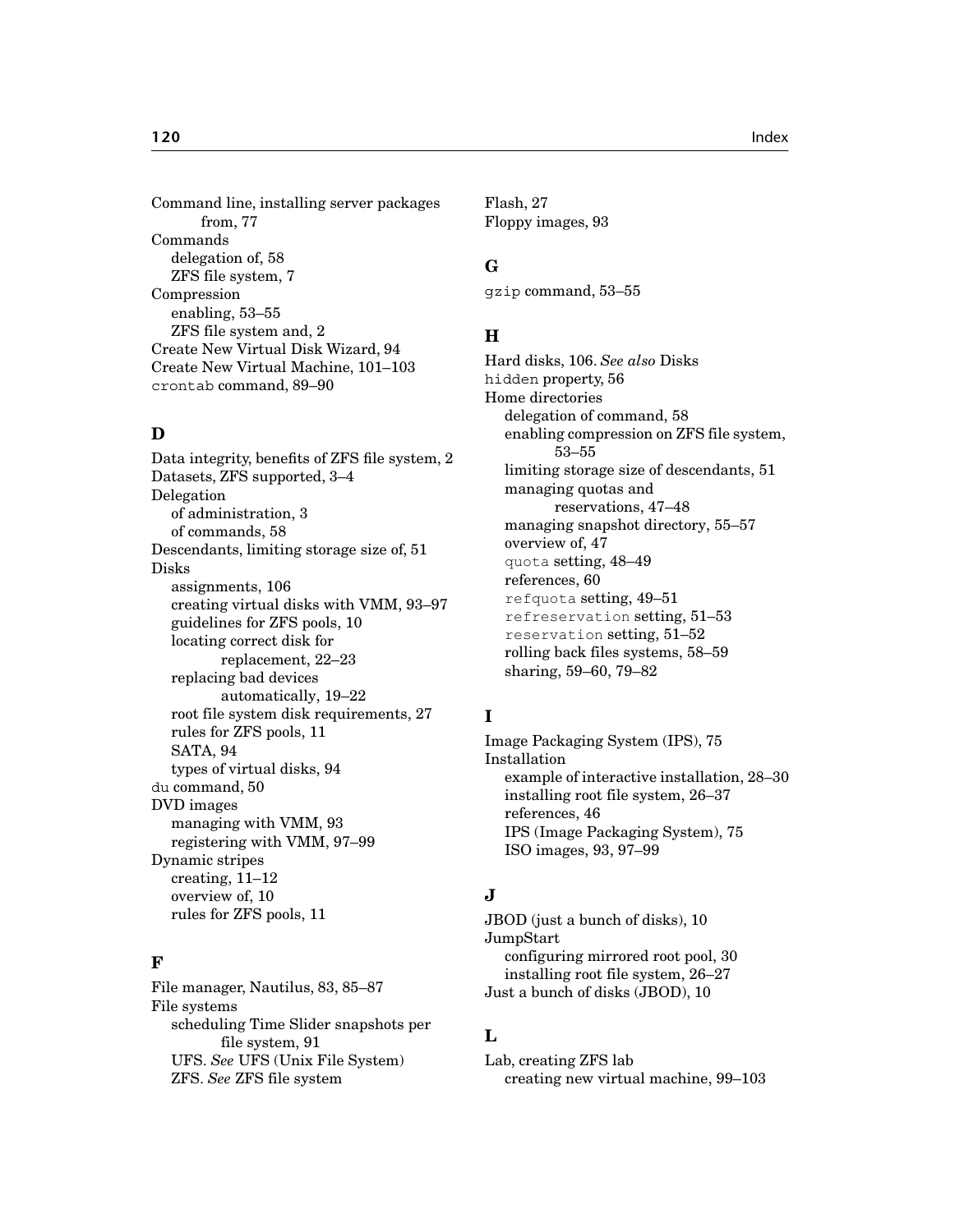Command line, installing server packages from, 77
Commands
- delegation of, 58
- ZFS file system, 7

Compression
- enabling, 53–55
- ZFS file system and, 2

Create New Virtual Disk Wizard, 94
Create New Virtual Machine, 101–103
`crontab` command, 89–90

## D

Data integrity, benefits of ZFS file system, 2
Datasets, ZFS supported, 3–4
Delegation
- of administration, 3
- of commands, 58

Descendants, limiting storage size of, 51
Disks
- assignments, 106
- creating virtual disks with VMM, 93–97
- guidelines for ZFS pools, 10
- locating correct disk for replacement, 22–23
- replacing bad devices automatically, 19–22
- root file system disk requirements, 27
- rules for ZFS pools, 11
- SATA, 94
- types of virtual disks, 94

`du` command, 50
DVD images
- managing with VMM, 93
- registering with VMM, 97–99

Dynamic stripes
- creating, 11–12
- overview of, 10
- rules for ZFS pools, 11

## F

File manager, Nautilus, 83, 85–87
File systems
- scheduling Time Slider snapshots per file system, 91
- UFS. *See* UFS (Unix File System)
- ZFS. *See* ZFS file system

Flash, 27
Floppy images, 93

## G

`gzip` command, 53–55

## H

Hard disks, 106. *See also* Disks
`hidden` property, 56
Home directories
- delegation of command, 58
- enabling compression on ZFS file system, 53–55
- limiting storage size of descendants, 51
- managing quotas and reservations, 47–48
- managing snapshot directory, 55–57
- overview of, 47
- `quota` setting, 48–49
- references, 60
- `refquota` setting, 49–51
- `refreservation` setting, 51–53
- `reservation` setting, 51–52
- rolling back files systems, 58–59
- sharing, 59–60, 79–82

## I

Image Packaging System (IPS), 75
Installation
- example of interactive installation, 28–30
- installing root file system, 26–37
- references, 46

IPS (Image Packaging System), 75
ISO images, 93, 97–99

## J

JBOD (just a bunch of disks), 10
JumpStart
- configuring mirrored root pool, 30
- installing root file system, 26–27

Just a bunch of disks (JBOD), 10

## L

Lab, creating ZFS lab
- creating new virtual machine, 99–103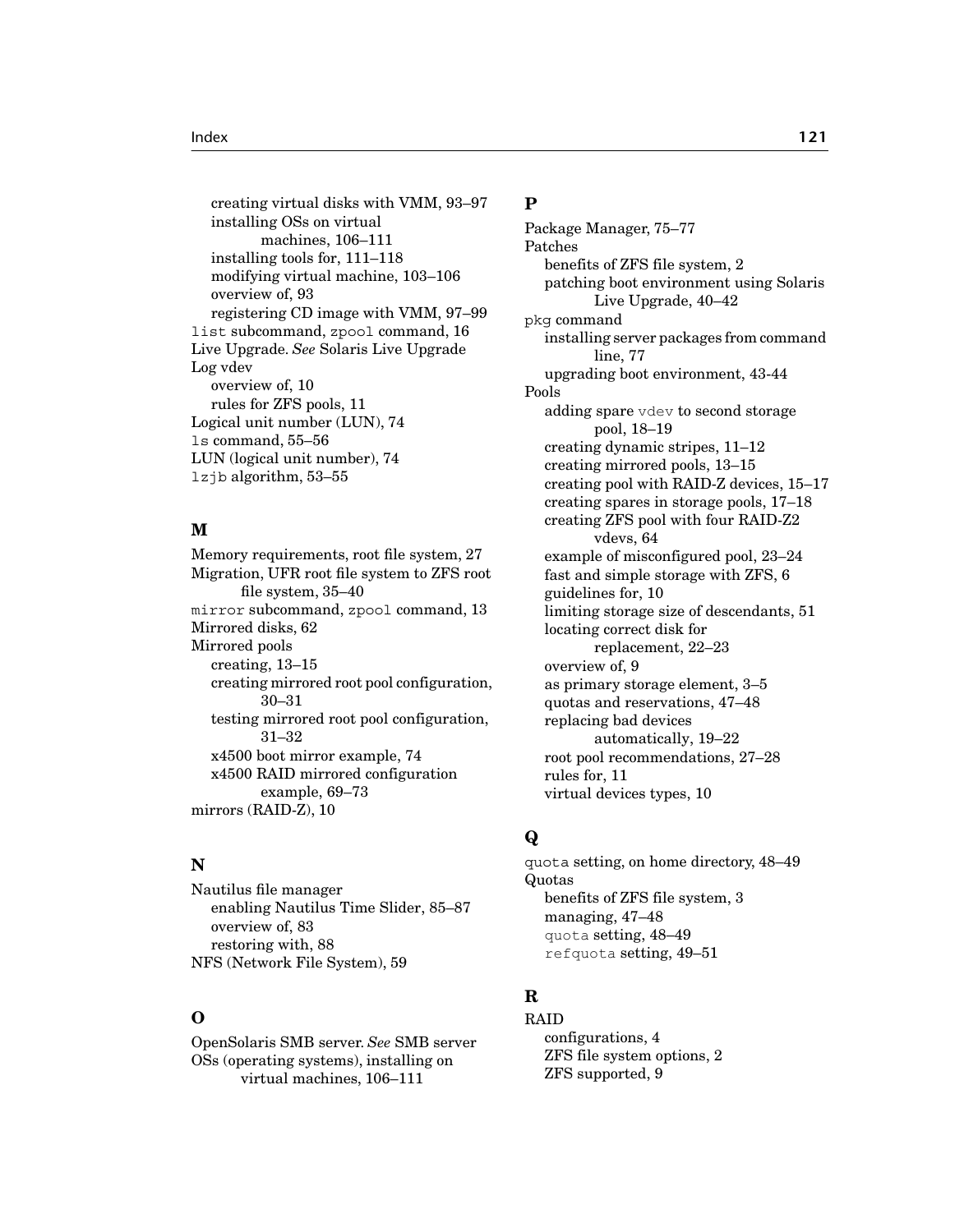creating virtual disks with VMM, 93–97
installing OSs on virtual machines, 106–111
installing tools for, 111–118
modifying virtual machine, 103–106
overview of, 93
registering CD image with VMM, 97–99

`list` subcommand, `zpool` command, 16
Live Upgrade. *See* Solaris Live Upgrade
Log vdev
  overview of, 10
  rules for ZFS pools, 11
Logical unit number (LUN), 74
`ls` command, 55–56
LUN (logical unit number), 74
`lzjb` algorithm, 53–55

## M

Memory requirements, root file system, 27
Migration, UFR root file system to ZFS root file system, 35–40
`mirror` subcommand, `zpool` command, 13
Mirrored disks, 62
Mirrored pools
  creating, 13–15
  creating mirrored root pool configuration, 30–31
  testing mirrored root pool configuration, 31–32
  x4500 boot mirror example, 74
  x4500 RAID mirrored configuration example, 69–73
mirrors (RAID-Z), 10

## N

Nautilus file manager
  enabling Nautilus Time Slider, 85–87
  overview of, 83
  restoring with, 88
NFS (Network File System), 59

## O

OpenSolaris SMB server. *See* SMB server
OSs (operating systems), installing on virtual machines, 106–111

## P

Package Manager, 75–77
Patches
  benefits of ZFS file system, 2
  patching boot environment using Solaris Live Upgrade, 40–42
`pkg` command
  installing server packages from command line, 77
  upgrading boot environment, 43-44
Pools
  adding spare `vdev` to second storage pool, 18–19
  creating dynamic stripes, 11–12
  creating mirrored pools, 13–15
  creating pool with RAID-Z devices, 15–17
  creating spares in storage pools, 17–18
  creating ZFS pool with four RAID-Z2 vdevs, 64
  example of misconfigured pool, 23–24
  fast and simple storage with ZFS, 6
  guidelines for, 10
  limiting storage size of descendants, 51
  locating correct disk for replacement, 22–23
  overview of, 9
  as primary storage element, 3–5
  quotas and reservations, 47–48
  replacing bad devices automatically, 19–22
  root pool recommendations, 27–28
  rules for, 11
  virtual devices types, 10

## Q

`quota` setting, on home directory, 48–49
Quotas
  benefits of ZFS file system, 3
  managing, 47–48
  `quota` setting, 48–49
  `refquota` setting, 49–51

## R

RAID
  configurations, 4
  ZFS file system options, 2
  ZFS supported, 9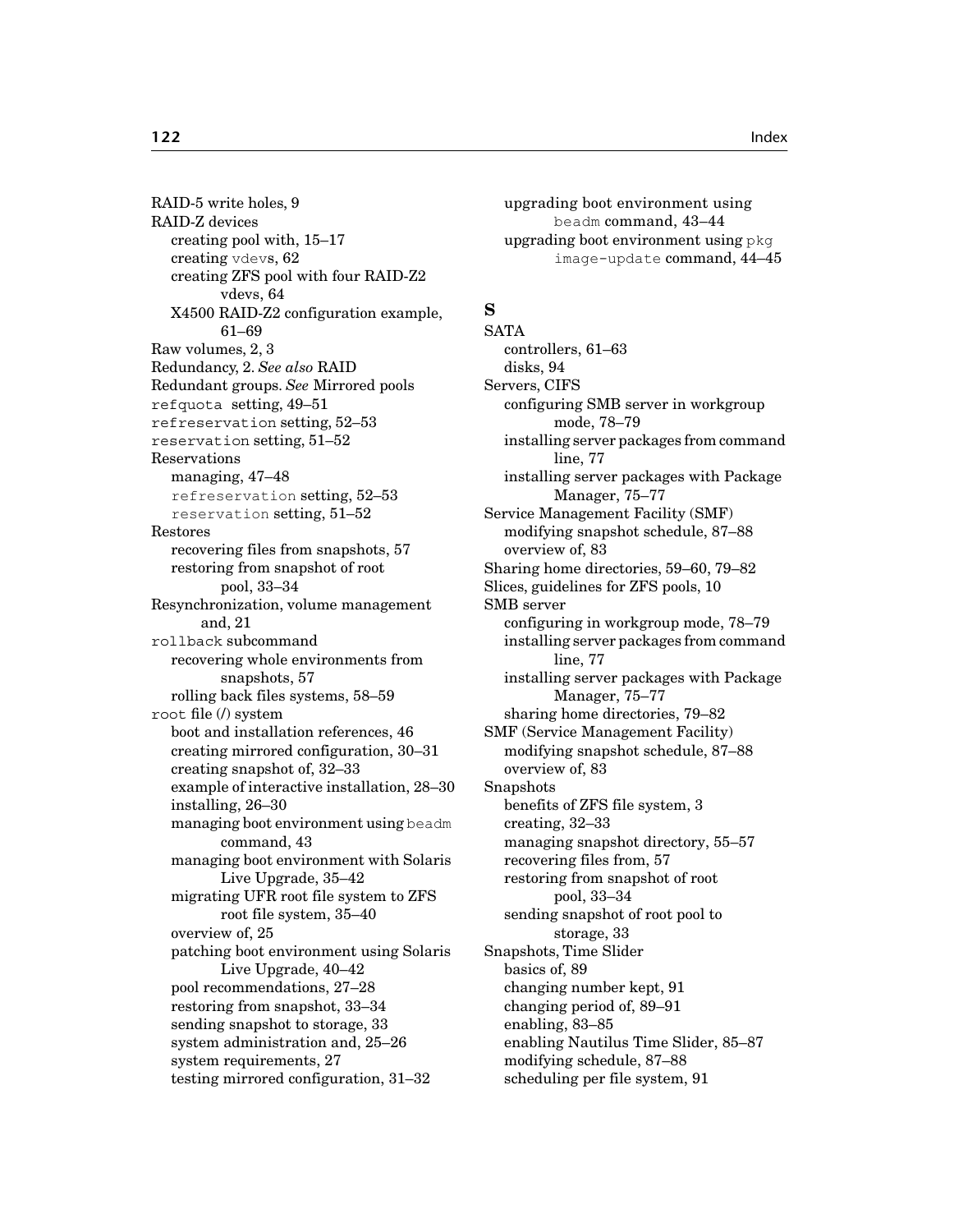RAID-5 write holes, 9
RAID-Z devices
  creating pool with, 15–17
  creating `vdev`s, 62
  creating ZFS pool with four RAID-Z2 vdevs, 64
  X4500 RAID-Z2 configuration example, 61–69
Raw volumes, 2, 3
Redundancy, 2. *See also* RAID
Redundant groups. *See* Mirrored pools
`refquota` setting, 49–51
`refreservation` setting, 52–53
`reservation` setting, 51–52
Reservations
  managing, 47–48
  `refreservation` setting, 52–53
  `reservation` setting, 51–52
Restores
  recovering files from snapshots, 57
  restoring from snapshot of root pool, 33–34
Resynchronization, volume management and, 21
`rollback` subcommand
  recovering whole environments from snapshots, 57
  rolling back files systems, 58–59
`root` file (/) system
  boot and installation references, 46
  creating mirrored configuration, 30–31
  creating snapshot of, 32–33
  example of interactive installation, 28–30
  installing, 26–30
  managing boot environment using `beadm` command, 43
  managing boot environment with Solaris Live Upgrade, 35–42
  migrating UFR root file system to ZFS root file system, 35–40
  overview of, 25
  patching boot environment using Solaris Live Upgrade, 40–42
  pool recommendations, 27–28
  restoring from snapshot, 33–34
  sending snapshot to storage, 33
  system administration and, 25–26
  system requirements, 27
  testing mirrored configuration, 31–32
  upgrading boot environment using `beadm` command, 43–44
  upgrading boot environment using `pkg image-update` command, 44–45

## S

SATA
  controllers, 61–63
  disks, 94
Servers, CIFS
  configuring SMB server in workgroup mode, 78–79
  installing server packages from command line, 77
  installing server packages with Package Manager, 75–77
Service Management Facility (SMF)
  modifying snapshot schedule, 87–88
  overview of, 83
Sharing home directories, 59–60, 79–82
Slices, guidelines for ZFS pools, 10
SMB server
  configuring in workgroup mode, 78–79
  installing server packages from command line, 77
  installing server packages with Package Manager, 75–77
  sharing home directories, 79–82
SMF (Service Management Facility)
  modifying snapshot schedule, 87–88
  overview of, 83
Snapshots
  benefits of ZFS file system, 3
  creating, 32–33
  managing snapshot directory, 55–57
  recovering files from, 57
  restoring from snapshot of root pool, 33–34
  sending snapshot of root pool to storage, 33
Snapshots, Time Slider
  basics of, 89
  changing number kept, 91
  changing period of, 89–91
  enabling, 83–85
  enabling Nautilus Time Slider, 85–87
  modifying schedule, 87–88
  scheduling per file system, 91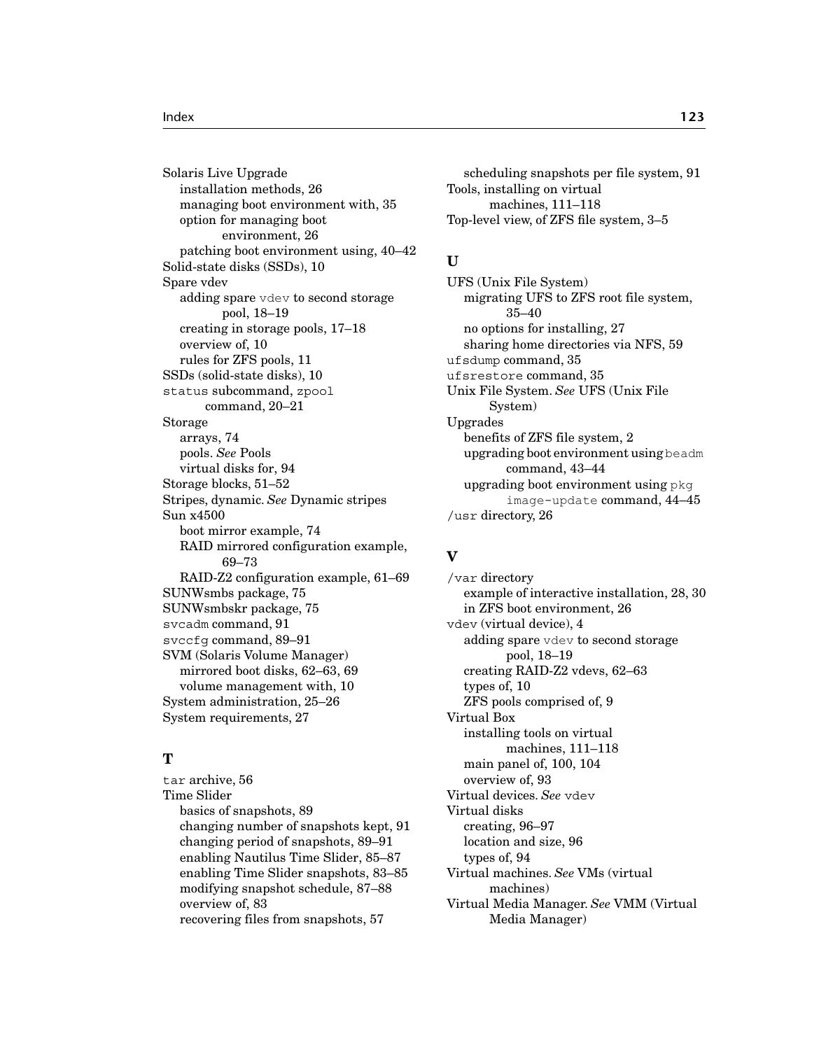Solaris Live Upgrade
- installation methods, 26
- managing boot environment with, 35
- option for managing boot environment, 26
- patching boot environment using, 40–42

Solid-state disks (SSDs), 10

Spare vdev
- adding spare `vdev` to second storage pool, 18–19
- creating in storage pools, 17–18
- overview of, 10
- rules for ZFS pools, 11

SSDs (solid-state disks), 10

`status` subcommand, `zpool` command, 20–21

Storage
- arrays, 74
- pools. *See* Pools
- virtual disks for, 94

Storage blocks, 51–52

Stripes, dynamic. *See* Dynamic stripes

Sun x4500
- boot mirror example, 74
- RAID mirrored configuration example, 69–73
- RAID-Z2 configuration example, 61–69

SUNWsmbs package, 75

SUNWsmbskr package, 75

`svcadm` command, 91

`svccfg` command, 89–91

SVM (Solaris Volume Manager)
- mirrored boot disks, 62–63, 69
- volume management with, 10

System administration, 25–26

System requirements, 27

## T

`tar` archive, 56

Time Slider
- basics of snapshots, 89
- changing number of snapshots kept, 91
- changing period of snapshots, 89–91
- enabling Nautilus Time Slider, 85–87
- enabling Time Slider snapshots, 83–85
- modifying snapshot schedule, 87–88
- overview of, 83
- recovering files from snapshots, 57
- scheduling snapshots per file system, 91

Tools, installing on virtual machines, 111–118

Top-level view, of ZFS file system, 3–5

## U

UFS (Unix File System)
- migrating UFS to ZFS root file system, 35–40
- no options for installing, 27
- sharing home directories via NFS, 59

`ufsdump` command, 35

`ufsrestore` command, 35

Unix File System. *See* UFS (Unix File System)

Upgrades
- benefits of ZFS file system, 2
- upgrading boot environment using `beadm` command, 43–44
- upgrading boot environment using `pkg image-update` command, 44–45

`/usr` directory, 26

## V

`/var` directory
- example of interactive installation, 28, 30
- in ZFS boot environment, 26

vdev (virtual device), 4
- adding spare `vdev` to second storage pool, 18–19
- creating RAID-Z2 vdevs, 62–63
- types of, 10
- ZFS pools comprised of, 9

Virtual Box
- installing tools on virtual machines, 111–118
- main panel of, 100, 104
- overview of, 93

Virtual devices. *See* `vdev`

Virtual disks
- creating, 96–97
- location and size, 96
- types of, 94

Virtual machines. *See* VMs (virtual machines)

Virtual Media Manager. *See* VMM (Virtual Media Manager)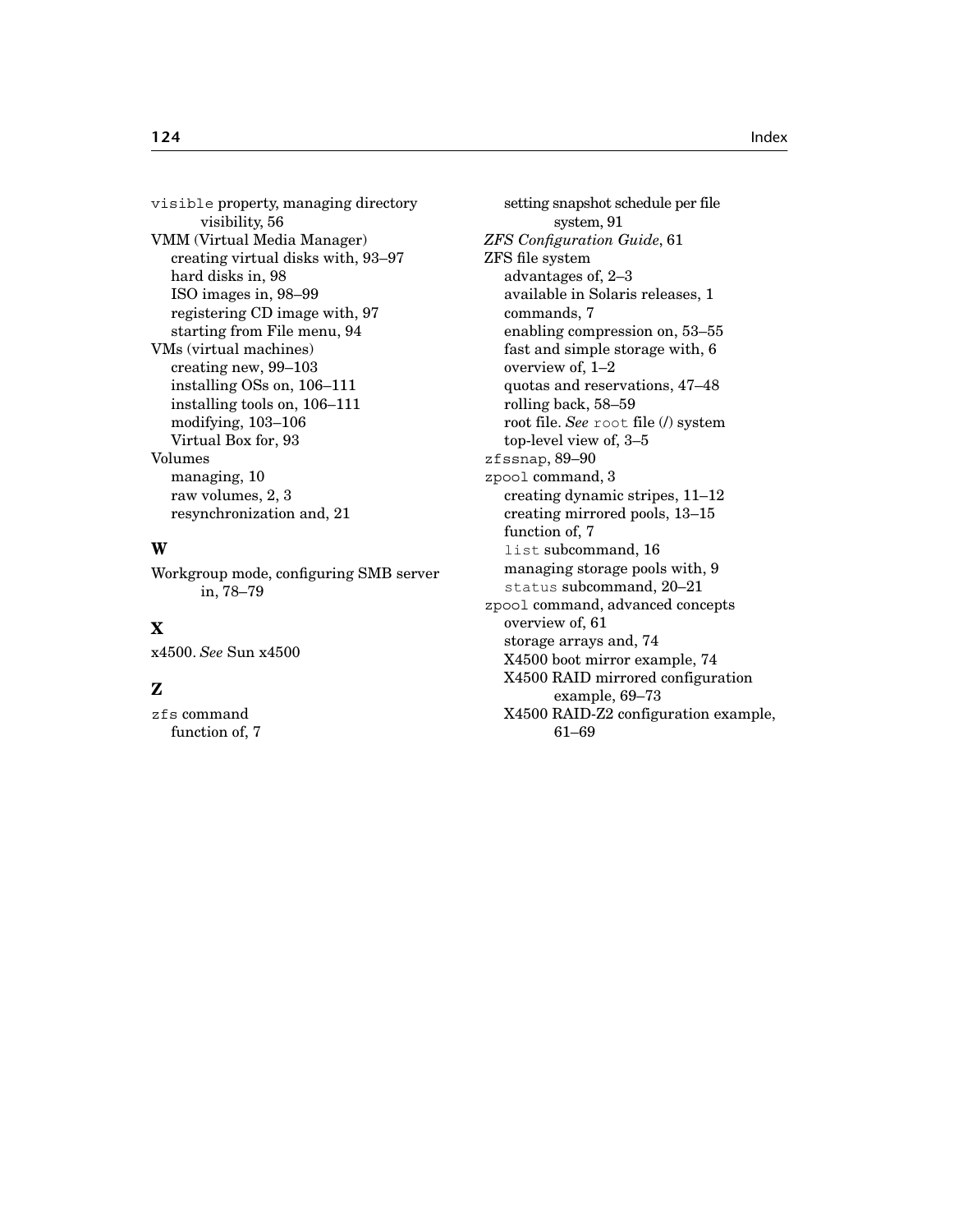`visible` property, managing directory visibility, 56
VMM (Virtual Media Manager)
- creating virtual disks with, 93–97
- hard disks in, 98
- ISO images in, 98–99
- registering CD image with, 97
- starting from File menu, 94

VMs (virtual machines)
- creating new, 99–103
- installing OSs on, 106–111
- installing tools on, 106–111
- modifying, 103–106
- Virtual Box for, 93

Volumes
- managing, 10
- raw volumes, 2, 3
- resynchronization and, 21

## W

Workgroup mode, configuring SMB server in, 78–79

## X

x4500. *See* Sun x4500

## Z

`zfs` command
- function of, 7
- setting snapshot schedule per file system, 91

*ZFS Configuration Guide*, 61
ZFS file system
- advantages of, 2–3
- available in Solaris releases, 1
- commands, 7
- enabling compression on, 53–55
- fast and simple storage with, 6
- overview of, 1–2
- quotas and reservations, 47–48
- rolling back, 58–59
- root file. *See* `root` file (/) system
- top-level view of, 3–5

`zfssnap`, 89–90
`zpool` command, 3
- creating dynamic stripes, 11–12
- creating mirrored pools, 13–15
- function of, 7
- `list` subcommand, 16
- managing storage pools with, 9
- `status` subcommand, 20–21

`zpool` command, advanced concepts
- overview of, 61
- storage arrays and, 74
- X4500 boot mirror example, 74
- X4500 RAID mirrored configuration example, 69–73
- X4500 RAID-Z2 configuration example, 61–69